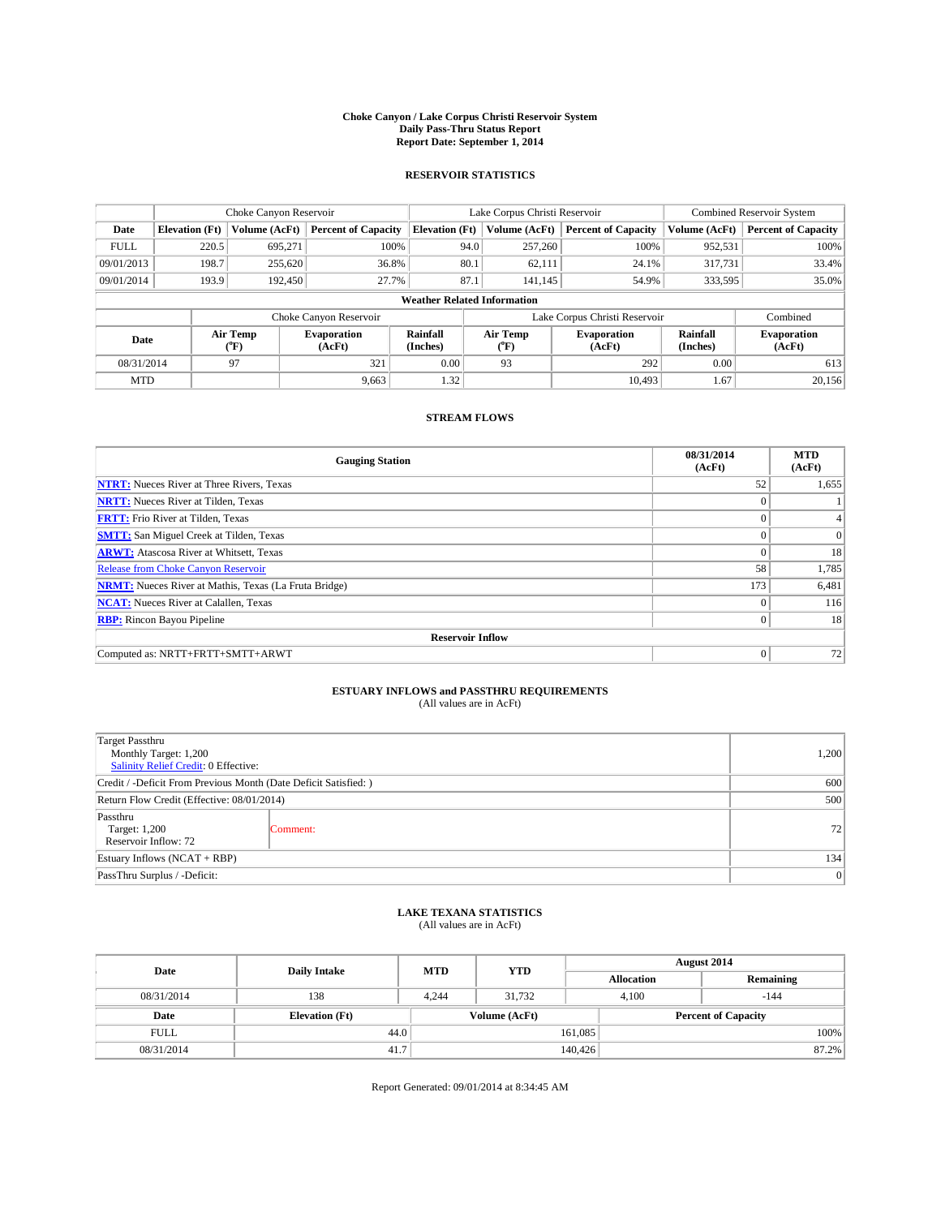# Choke Canyon / Lake Corpus Christi Reservoir System
## Daily Pass-Thru Status Report
## Report Date: September 1, 2014

### RESERVOIR STATISTICS

| | Choke Canyon Reservoir | | | Lake Corpus Christi Reservoir | | | Combined Reservoir System | |
|---|---|---|---|---|---|---|---|---|
| Date | Elevation (Ft) | Volume (AcFt) | Percent of Capacity | Elevation (Ft) | Volume (AcFt) | Percent of Capacity | Volume (AcFt) | Percent of Capacity |
| FULL | 220.5 | 695,271 | 100% | 94.0 | 257,260 | 100% | 952,531 | 100% |
| 09/01/2013 | 198.7 | 255,620 | 36.8% | 80.1 | 62,111 | 24.1% | 317,731 | 33.4% |
| 09/01/2014 | 193.9 | 192,450 | 27.7% | 87.1 | 141,145 | 54.9% | 333,595 | 35.0% |

**Weather Related Information**

| | Choke Canyon Reservoir | | | Lake Corpus Christi Reservoir | | | Combined |
|---|---|---|---|---|---|---|---|
| Date | Air Temp (°F) | Evaporation (AcFt) | Rainfall (Inches) | Air Temp (°F) | Evaporation (AcFt) | Rainfall (Inches) | Evaporation (AcFt) |
| 08/31/2014 | 97 | 321 | 0.00 | 93 | 292 | 0.00 | 613 |
| MTD | | 9,663 | 1.32 | | 10,493 | 1.67 | 20,156 |

### STREAM FLOWS

| Gauging Station | 08/31/2014 (AcFt) | MTD (AcFt) |
|---|---|---|
| NTRT: Nueces River at Three Rivers, Texas | 52 | 1,655 |
| NRTT: Nueces River at Tilden, Texas | 0 | 1 |
| FRTT: Frio River at Tilden, Texas | 0 | 4 |
| SMTT: San Miguel Creek at Tilden, Texas | 0 | 0 |
| ARWT: Atascosa River at Whitsett, Texas | 0 | 18 |
| Release from Choke Canyon Reservoir | 58 | 1,785 |
| NRMT: Nueces River at Mathis, Texas (La Fruta Bridge) | 173 | 6,481 |
| NCAT: Nueces River at Calallen, Texas | 0 | 116 |
| RBP: Rincon Bayou Pipeline | 0 | 18 |
| **Reservoir Inflow** | | |
| Computed as: NRTT+FRTT+SMTT+ARWT | 0 | 72 |

### ESTUARY INFLOWS and PASSTHRU REQUIREMENTS
(All values are in AcFt)

| | |
|---|---|
| Target Passthru<br>Monthly Target: 1,200<br>Salinity Relief Credit: 0 Effective: | 1,200 |
| Credit / -Deficit From Previous Month (Date Deficit Satisfied: ) | 600 |
| Return Flow Credit (Effective: 08/01/2014) | 500 |
| Passthru<br>Target: 1,200<br>Reservoir Inflow: 72 — Comment: | 72 |
| Estuary Inflows (NCAT + RBP) | 134 |
| PassThru Surplus / -Deficit: | 0 |

### LAKE TEXANA STATISTICS
(All values are in AcFt)

| Date | Daily Intake | MTD | YTD | August 2014 Allocation | August 2014 Remaining |
|---|---|---|---|---|---|
| 08/31/2014 | 138 | 4,244 | 31,732 | 4,100 | -144 |

| Date | Elevation (Ft) | Volume (AcFt) | Percent of Capacity |
|---|---|---|---|
| FULL | 44.0 | 161,085 | 100% |
| 08/31/2014 | 41.7 | 140,426 | 87.2% |

Report Generated: 09/01/2014 at 8:34:45 AM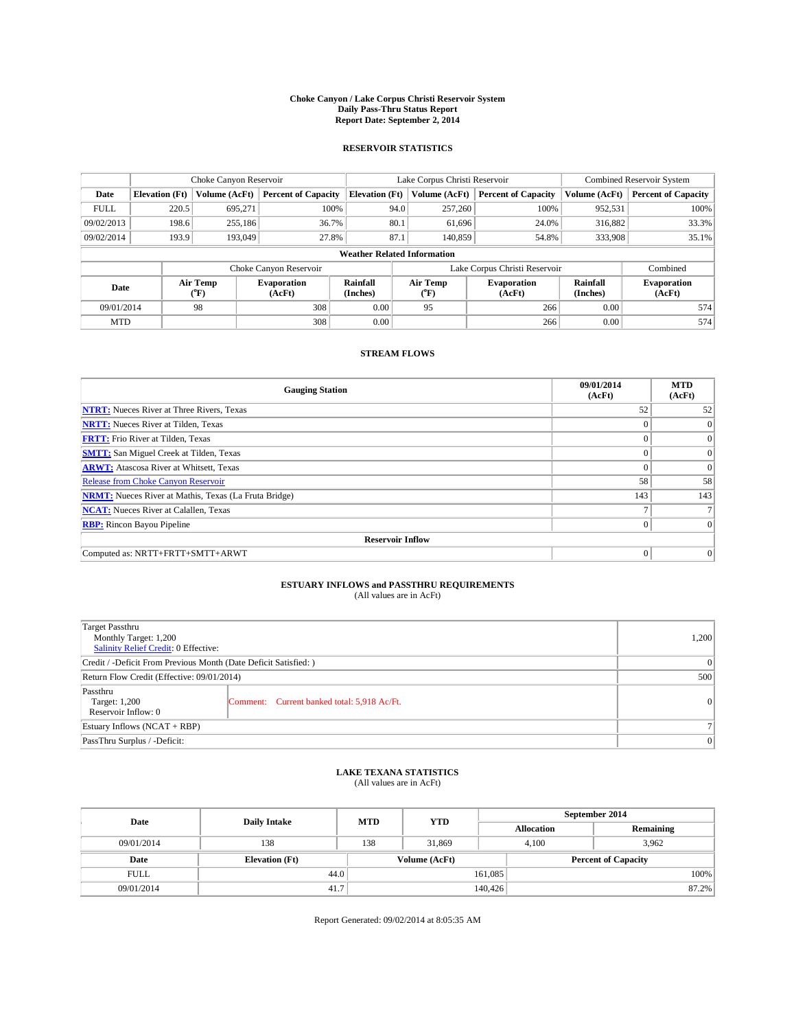**Choke Canyon / Lake Corpus Christi Reservoir System**
**Daily Pass-Thru Status Report**
**Report Date: September 2, 2014**

## RESERVOIR STATISTICS

| | Choke Canyon Reservoir | | | Lake Corpus Christi Reservoir | | | Combined Reservoir System | |
|---|---|---|---|---|---|---|---|---|
| Date | Elevation (Ft) | Volume (AcFt) | Percent of Capacity | Elevation (Ft) | Volume (AcFt) | Percent of Capacity | Volume (AcFt) | Percent of Capacity |
| FULL | 220.5 | 695,271 | 100% | 94.0 | 257,260 | 100% | 952,531 | 100% |
| 09/02/2013 | 198.6 | 255,186 | 36.7% | 80.1 | 61,696 | 24.0% | 316,882 | 33.3% |
| 09/02/2014 | 193.9 | 193,049 | 27.8% | 87.1 | 140,859 | 54.8% | 333,908 | 35.1% |

**Weather Related Information**

| | Choke Canyon Reservoir | | | Lake Corpus Christi Reservoir | | | Combined |
|---|---|---|---|---|---|---|---|
| Date | Air Temp (°F) | Evaporation (AcFt) | Rainfall (Inches) | Air Temp (°F) | Evaporation (AcFt) | Rainfall (Inches) | Evaporation (AcFt) |
| 09/01/2014 | 98 | 308 | 0.00 | 95 | 266 | 0.00 | 574 |
| MTD | | 308 | 0.00 | | 266 | 0.00 | 574 |

## STREAM FLOWS

| Gauging Station | 09/01/2014 (AcFt) | MTD (AcFt) |
|---|---|---|
| **NTRT:** Nueces River at Three Rivers, Texas | 52 | 52 |
| **NRTT:** Nueces River at Tilden, Texas | 0 | 0 |
| **FRTT:** Frio River at Tilden, Texas | 0 | 0 |
| **SMTT:** San Miguel Creek at Tilden, Texas | 0 | 0 |
| **ARWT:** Atascosa River at Whitsett, Texas | 0 | 0 |
| Release from Choke Canyon Reservoir | 58 | 58 |
| **NRMT:** Nueces River at Mathis, Texas (La Fruta Bridge) | 143 | 143 |
| **NCAT:** Nueces River at Calallen, Texas | 7 | 7 |
| **RBP:** Rincon Bayou Pipeline | 0 | 0 |
| **Reservoir Inflow** | | |
| Computed as: NRTT+FRTT+SMTT+ARWT | 0 | 0 |

## ESTUARY INFLOWS and PASSTHRU REQUIREMENTS

(All values are in AcFt)

| | | |
|---|---|---|
| Target Passthru<br>Monthly Target: 1,200<br>Salinity Relief Credit: 0 Effective: | | 1,200 |
| Credit / -Deficit From Previous Month (Date Deficit Satisfied: ) | | 0 |
| Return Flow Credit (Effective: 09/01/2014) | | 500 |
| Passthru<br>Target: 1,200<br>Reservoir Inflow: 0 | Comment: Current banked total: 5,918 Ac/Ft. | 0 |
| Estuary Inflows (NCAT + RBP) | | 7 |
| PassThru Surplus / -Deficit: | | 0 |

## LAKE TEXANA STATISTICS

(All values are in AcFt)

| Date | Daily Intake | MTD | YTD | September 2014 Allocation | September 2014 Remaining |
|---|---|---|---|---|---|
| 09/01/2014 | 138 | 138 | 31,869 | 4,100 | 3,962 |

| Date | Elevation (Ft) | Volume (AcFt) | Percent of Capacity |
|---|---|---|---|
| FULL | 44.0 | 161,085 | 100% |
| 09/01/2014 | 41.7 | 140,426 | 87.2% |

Report Generated: 09/02/2014 at 8:05:35 AM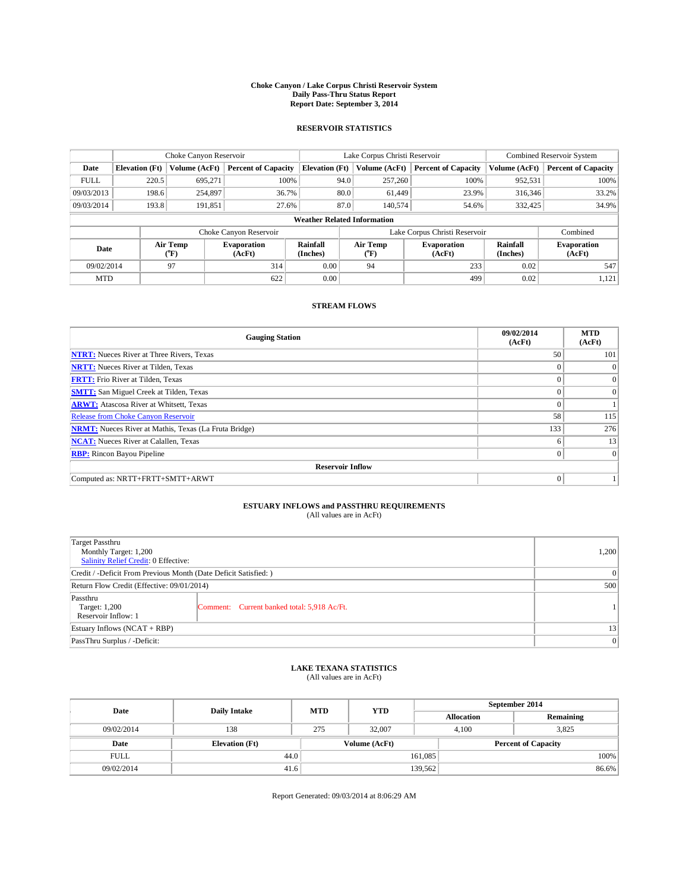**Choke Canyon / Lake Corpus Christi Reservoir System**
**Daily Pass-Thru Status Report**
**Report Date: September 3, 2014**

## RESERVOIR STATISTICS

| | Choke Canyon Reservoir | | | Lake Corpus Christi Reservoir | | | Combined Reservoir System | |
|---|---|---|---|---|---|---|---|---|
| Date | Elevation (Ft) | Volume (AcFt) | Percent of Capacity | Elevation (Ft) | Volume (AcFt) | Percent of Capacity | Volume (AcFt) | Percent of Capacity |
| FULL | 220.5 | 695,271 | 100% | 94.0 | 257,260 | 100% | 952,531 | 100% |
| 09/03/2013 | 198.6 | 254,897 | 36.7% | 80.0 | 61,449 | 23.9% | 316,346 | 33.2% |
| 09/03/2014 | 193.8 | 191,851 | 27.6% | 87.0 | 140,574 | 54.6% | 332,425 | 34.9% |

**Weather Related Information**

| | Choke Canyon Reservoir | | | Lake Corpus Christi Reservoir | | | Combined |
|---|---|---|---|---|---|---|---|
| Date | Air Temp (°F) | Evaporation (AcFt) | Rainfall (Inches) | Air Temp (°F) | Evaporation (AcFt) | Rainfall (Inches) | Evaporation (AcFt) |
| 09/02/2014 | 97 | 314 | 0.00 | 94 | 233 | 0.02 | 547 |
| MTD | | 622 | 0.00 | | 499 | 0.02 | 1,121 |

## STREAM FLOWS

| Gauging Station | 09/02/2014 (AcFt) | MTD (AcFt) |
|---|---|---|
| **NTRT:** Nueces River at Three Rivers, Texas | 50 | 101 |
| **NRTT:** Nueces River at Tilden, Texas | 0 | 0 |
| **FRTT:** Frio River at Tilden, Texas | 0 | 0 |
| **SMTT:** San Miguel Creek at Tilden, Texas | 0 | 0 |
| **ARWT:** Atascosa River at Whitsett, Texas | 0 | 1 |
| Release from Choke Canyon Reservoir | 58 | 115 |
| **NRMT:** Nueces River at Mathis, Texas (La Fruta Bridge) | 133 | 276 |
| **NCAT:** Nueces River at Calallen, Texas | 6 | 13 |
| **RBP:** Rincon Bayou Pipeline | 0 | 0 |
| **Reservoir Inflow** | | |
| Computed as: NRTT+FRTT+SMTT+ARWT | 0 | 1 |

## ESTUARY INFLOWS and PASSTHRU REQUIREMENTS

(All values are in AcFt)

| | |
|---|---|
| Target Passthru<br>Monthly Target: 1,200<br>Salinity Relief Credit: 0 Effective: | 1,200 |
| Credit / -Deficit From Previous Month (Date Deficit Satisfied: ) | 0 |
| Return Flow Credit (Effective: 09/01/2014) | 500 |
| Passthru<br>Target: 1,200<br>Reservoir Inflow: 1 — Comment: Current banked total: 5,918 Ac/Ft. | 1 |
| Estuary Inflows (NCAT + RBP) | 13 |
| PassThru Surplus / -Deficit: | 0 |

## LAKE TEXANA STATISTICS

(All values are in AcFt)

| Date | Daily Intake | MTD | YTD | September 2014 Allocation | September 2014 Remaining |
|---|---|---|---|---|---|
| 09/02/2014 | 138 | 275 | 32,007 | 4,100 | 3,825 |

| Date | Elevation (Ft) | Volume (AcFt) | Percent of Capacity |
|---|---|---|---|
| FULL | 44.0 | 161,085 | 100% |
| 09/02/2014 | 41.6 | 139,562 | 86.6% |

Report Generated: 09/03/2014 at 8:06:29 AM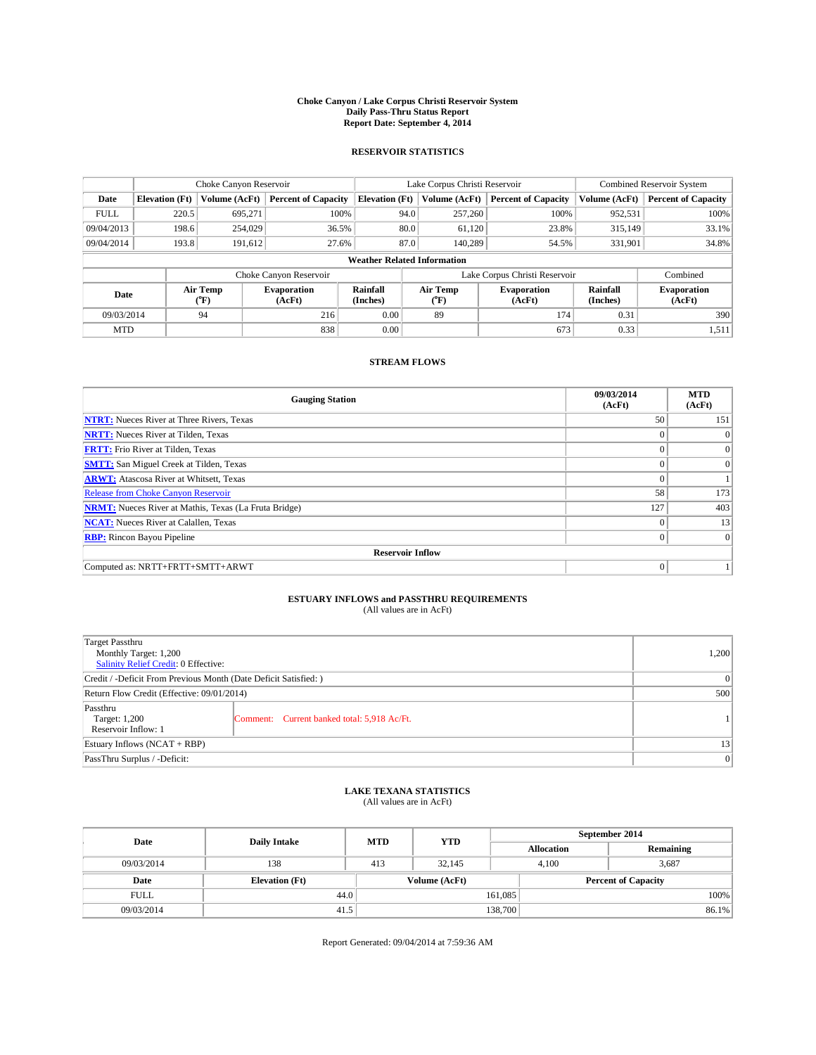# Choke Canyon / Lake Corpus Christi Reservoir System
## Daily Pass-Thru Status Report
## Report Date: September 4, 2014

### RESERVOIR STATISTICS

| | Choke Canyon Reservoir | | | Lake Corpus Christi Reservoir | | | Combined Reservoir System | |
|---|---|---|---|---|---|---|---|---|
| Date | Elevation (Ft) | Volume (AcFt) | Percent of Capacity | Elevation (Ft) | Volume (AcFt) | Percent of Capacity | Volume (AcFt) | Percent of Capacity |
| FULL | 220.5 | 695,271 | 100% | 94.0 | 257,260 | 100% | 952,531 | 100% |
| 09/04/2013 | 198.6 | 254,029 | 36.5% | 80.0 | 61,120 | 23.8% | 315,149 | 33.1% |
| 09/04/2014 | 193.8 | 191,612 | 27.6% | 87.0 | 140,289 | 54.5% | 331,901 | 34.8% |

**Weather Related Information**

| | Choke Canyon Reservoir | | | Lake Corpus Christi Reservoir | | | Combined |
|---|---|---|---|---|---|---|---|
| Date | Air Temp (°F) | Evaporation (AcFt) | Rainfall (Inches) | Air Temp (°F) | Evaporation (AcFt) | Rainfall (Inches) | Evaporation (AcFt) |
| 09/03/2014 | 94 | 216 | 0.00 | 89 | 174 | 0.31 | 390 |
| MTD | | 838 | 0.00 | | 673 | 0.33 | 1,511 |

### STREAM FLOWS

| Gauging Station | 09/03/2014 (AcFt) | MTD (AcFt) |
|---|---|---|
| NTRT: Nueces River at Three Rivers, Texas | 50 | 151 |
| NRTT: Nueces River at Tilden, Texas | 0 | 0 |
| FRTT: Frio River at Tilden, Texas | 0 | 0 |
| SMTT: San Miguel Creek at Tilden, Texas | 0 | 0 |
| ARWT: Atascosa River at Whitsett, Texas | 0 | 1 |
| Release from Choke Canyon Reservoir | 58 | 173 |
| NRMT: Nueces River at Mathis, Texas (La Fruta Bridge) | 127 | 403 |
| NCAT: Nueces River at Calallen, Texas | 0 | 13 |
| RBP: Rincon Bayou Pipeline | 0 | 0 |
| **Reservoir Inflow** | | |
| Computed as: NRTT+FRTT+SMTT+ARWT | 0 | 1 |

### ESTUARY INFLOWS and PASSTHRU REQUIREMENTS
(All values are in AcFt)

| | | |
|---|---|---|
| Target Passthru<br>Monthly Target: 1,200<br>Salinity Relief Credit: 0 Effective: | | 1,200 |
| Credit / -Deficit From Previous Month (Date Deficit Satisfied: ) | | 0 |
| Return Flow Credit (Effective: 09/01/2014) | | 500 |
| Passthru<br>Target: 1,200<br>Reservoir Inflow: 1 | Comment: Current banked total: 5,918 Ac/Ft. | 1 |
| Estuary Inflows (NCAT + RBP) | | 13 |
| PassThru Surplus / -Deficit: | | 0 |

### LAKE TEXANA STATISTICS
(All values are in AcFt)

| Date | Daily Intake | MTD | YTD | September 2014 Allocation | September 2014 Remaining |
|---|---|---|---|---|---|
| 09/03/2014 | 138 | 413 | 32,145 | 4,100 | 3,687 |

| Date | Elevation (Ft) | Volume (AcFt) | Percent of Capacity |
|---|---|---|---|
| FULL | 44.0 | 161,085 | 100% |
| 09/03/2014 | 41.5 | 138,700 | 86.1% |

Report Generated: 09/04/2014 at 7:59:36 AM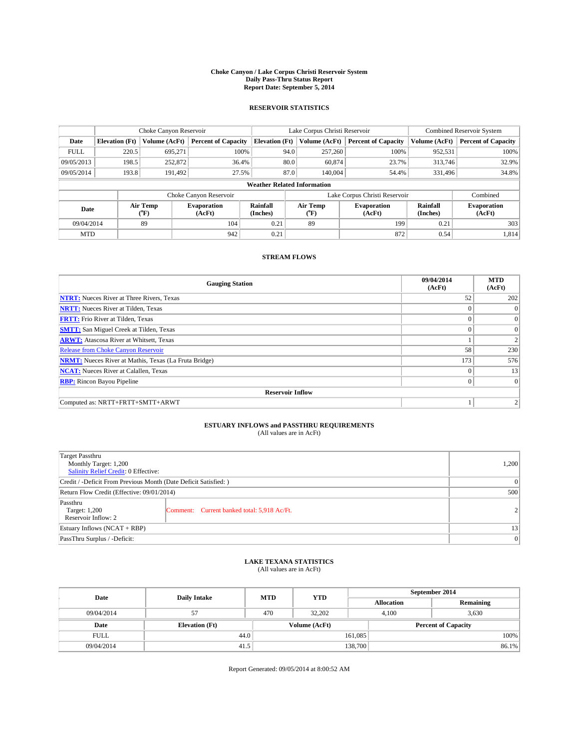**Choke Canyon / Lake Corpus Christi Reservoir System**
**Daily Pass-Thru Status Report**
**Report Date: September 5, 2014**

## RESERVOIR STATISTICS

| | Choke Canyon Reservoir | | | Lake Corpus Christi Reservoir | | | Combined Reservoir System | |
|---|---|---|---|---|---|---|---|---|
| Date | Elevation (Ft) | Volume (AcFt) | Percent of Capacity | Elevation (Ft) | Volume (AcFt) | Percent of Capacity | Volume (AcFt) | Percent of Capacity |
| FULL | 220.5 | 695,271 | 100% | 94.0 | 257,260 | 100% | 952,531 | 100% |
| 09/05/2013 | 198.5 | 252,872 | 36.4% | 80.0 | 60,874 | 23.7% | 313,746 | 32.9% |
| 09/05/2014 | 193.8 | 191,492 | 27.5% | 87.0 | 140,004 | 54.4% | 331,496 | 34.8% |

**Weather Related Information**

| | Choke Canyon Reservoir | | | Lake Corpus Christi Reservoir | | | Combined |
|---|---|---|---|---|---|---|---|
| Date | Air Temp (°F) | Evaporation (AcFt) | Rainfall (Inches) | Air Temp (°F) | Evaporation (AcFt) | Rainfall (Inches) | Evaporation (AcFt) |
| 09/04/2014 | 89 | 104 | 0.21 | 89 | 199 | 0.21 | 303 |
| MTD | | 942 | 0.21 | | 872 | 0.54 | 1,814 |

## STREAM FLOWS

| Gauging Station | 09/04/2014 (AcFt) | MTD (AcFt) |
|---|---|---|
| **NTRT:** Nueces River at Three Rivers, Texas | 52 | 202 |
| **NRTT:** Nueces River at Tilden, Texas | 0 | 0 |
| **FRTT:** Frio River at Tilden, Texas | 0 | 0 |
| **SMTT:** San Miguel Creek at Tilden, Texas | 0 | 0 |
| **ARWT:** Atascosa River at Whitsett, Texas | 1 | 2 |
| Release from Choke Canyon Reservoir | 58 | 230 |
| **NRMT:** Nueces River at Mathis, Texas (La Fruta Bridge) | 173 | 576 |
| **NCAT:** Nueces River at Calallen, Texas | 0 | 13 |
| **RBP:** Rincon Bayou Pipeline | 0 | 0 |
| **Reservoir Inflow** | | |
| Computed as: NRTT+FRTT+SMTT+ARWT | 1 | 2 |

## ESTUARY INFLOWS and PASSTHRU REQUIREMENTS

(All values are in AcFt)

| | |
|---|---|
| Target Passthru<br>Monthly Target: 1,200<br>Salinity Relief Credit: 0 Effective: | 1,200 |
| Credit / -Deficit From Previous Month (Date Deficit Satisfied: ) | 0 |
| Return Flow Credit (Effective: 09/01/2014) | 500 |
| Passthru<br>Target: 1,200<br>Reservoir Inflow: 2 — Comment: Current banked total: 5,918 Ac/Ft. | 2 |
| Estuary Inflows (NCAT + RBP) | 13 |
| PassThru Surplus / -Deficit: | 0 |

## LAKE TEXANA STATISTICS

(All values are in AcFt)

| Date | Daily Intake | MTD | YTD | September 2014 Allocation | September 2014 Remaining |
|---|---|---|---|---|---|
| 09/04/2014 | 57 | 470 | 32,202 | 4,100 | 3,630 |

| Date | Elevation (Ft) | Volume (AcFt) | Percent of Capacity |
|---|---|---|---|
| FULL | 44.0 | 161,085 | 100% |
| 09/04/2014 | 41.5 | 138,700 | 86.1% |

Report Generated: 09/05/2014 at 8:00:52 AM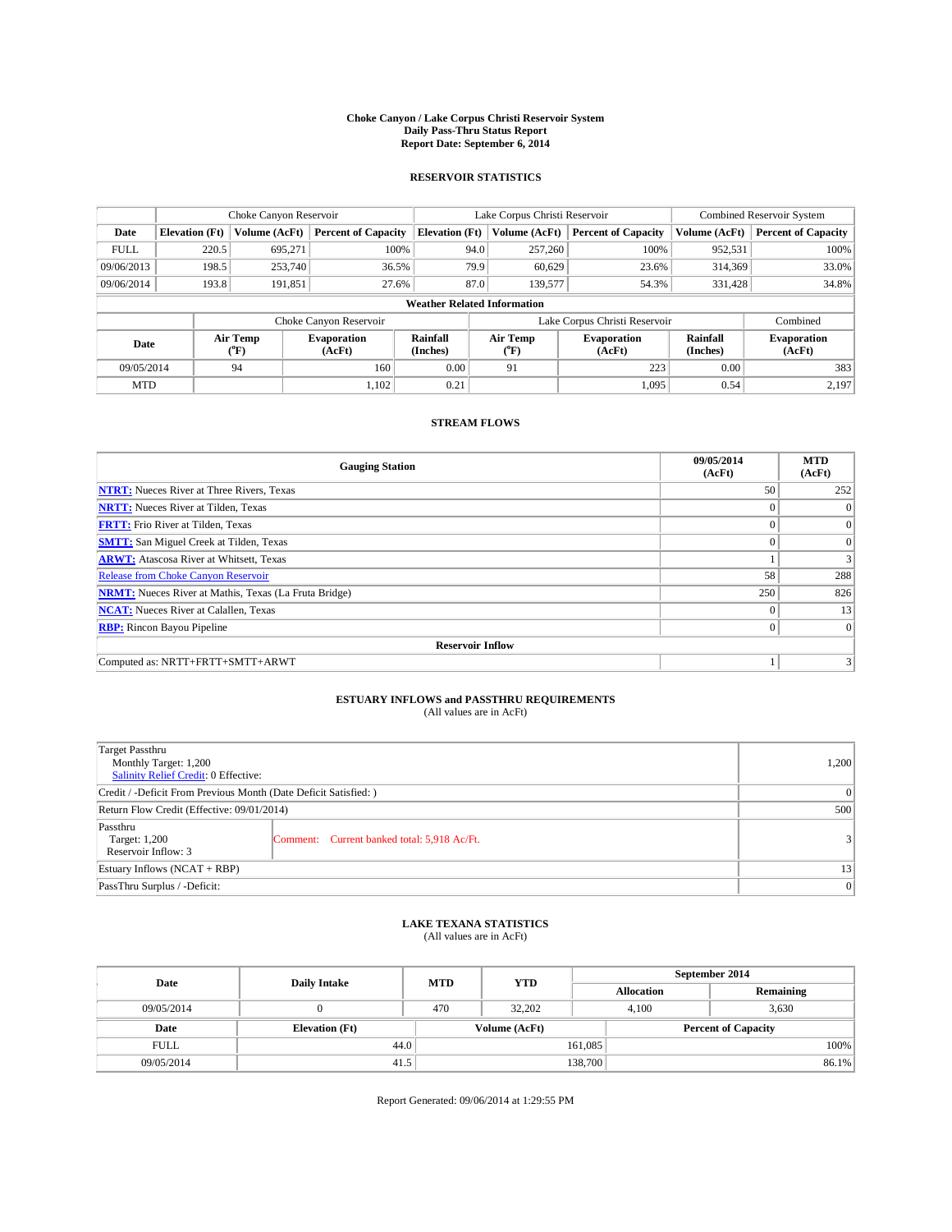# Choke Canyon / Lake Corpus Christi Reservoir System
## Daily Pass-Thru Status Report
## Report Date: September 6, 2014

### RESERVOIR STATISTICS

| | Choke Canyon Reservoir | | | Lake Corpus Christi Reservoir | | | Combined Reservoir System | |
|---|---|---|---|---|---|---|---|---|
| Date | Elevation (Ft) | Volume (AcFt) | Percent of Capacity | Elevation (Ft) | Volume (AcFt) | Percent of Capacity | Volume (AcFt) | Percent of Capacity |
| FULL | 220.5 | 695,271 | 100% | 94.0 | 257,260 | 100% | 952,531 | 100% |
| 09/06/2013 | 198.5 | 253,740 | 36.5% | 79.9 | 60,629 | 23.6% | 314,369 | 33.0% |
| 09/06/2014 | 193.8 | 191,851 | 27.6% | 87.0 | 139,577 | 54.3% | 331,428 | 34.8% |

**Weather Related Information**

| | Choke Canyon Reservoir | | | Lake Corpus Christi Reservoir | | | Combined |
|---|---|---|---|---|---|---|---|
| Date | Air Temp (°F) | Evaporation (AcFt) | Rainfall (Inches) | Air Temp (°F) | Evaporation (AcFt) | Rainfall (Inches) | Evaporation (AcFt) |
| 09/05/2014 | 94 | 160 | 0.00 | 91 | 223 | 0.00 | 383 |
| MTD | | 1,102 | 0.21 | | 1,095 | 0.54 | 2,197 |

### STREAM FLOWS

| Gauging Station | 09/05/2014 (AcFt) | MTD (AcFt) |
|---|---|---|
| **NTRT:** Nueces River at Three Rivers, Texas | 50 | 252 |
| **NRTT:** Nueces River at Tilden, Texas | 0 | 0 |
| **FRTT:** Frio River at Tilden, Texas | 0 | 0 |
| **SMTT:** San Miguel Creek at Tilden, Texas | 0 | 0 |
| **ARWT:** Atascosa River at Whitsett, Texas | 1 | 3 |
| Release from Choke Canyon Reservoir | 58 | 288 |
| **NRMT:** Nueces River at Mathis, Texas (La Fruta Bridge) | 250 | 826 |
| **NCAT:** Nueces River at Calallen, Texas | 0 | 13 |
| **RBP:** Rincon Bayou Pipeline | 0 | 0 |
| **Reservoir Inflow** | | |
| Computed as: NRTT+FRTT+SMTT+ARWT | 1 | 3 |

### ESTUARY INFLOWS and PASSTHRU REQUIREMENTS
(All values are in AcFt)

| | |
|---|---|
| Target Passthru<br>Monthly Target: 1,200<br>Salinity Relief Credit: 0 Effective: | 1,200 |
| Credit / -Deficit From Previous Month (Date Deficit Satisfied: ) | 0 |
| Return Flow Credit (Effective: 09/01/2014) | 500 |
| Passthru<br>Target: 1,200<br>Reservoir Inflow: 3 — Comment: Current banked total: 5,918 Ac/Ft. | 3 |
| Estuary Inflows (NCAT + RBP) | 13 |
| PassThru Surplus / -Deficit: | 0 |

### LAKE TEXANA STATISTICS
(All values are in AcFt)

| Date | Daily Intake | MTD | YTD | September 2014 Allocation | September 2014 Remaining |
|---|---|---|---|---|---|
| 09/05/2014 | 0 | 470 | 32,202 | 4,100 | 3,630 |

| Date | Elevation (Ft) | Volume (AcFt) | Percent of Capacity |
|---|---|---|---|
| FULL | 44.0 | 161,085 | 100% |
| 09/05/2014 | 41.5 | 138,700 | 86.1% |

Report Generated: 09/06/2014 at 1:29:55 PM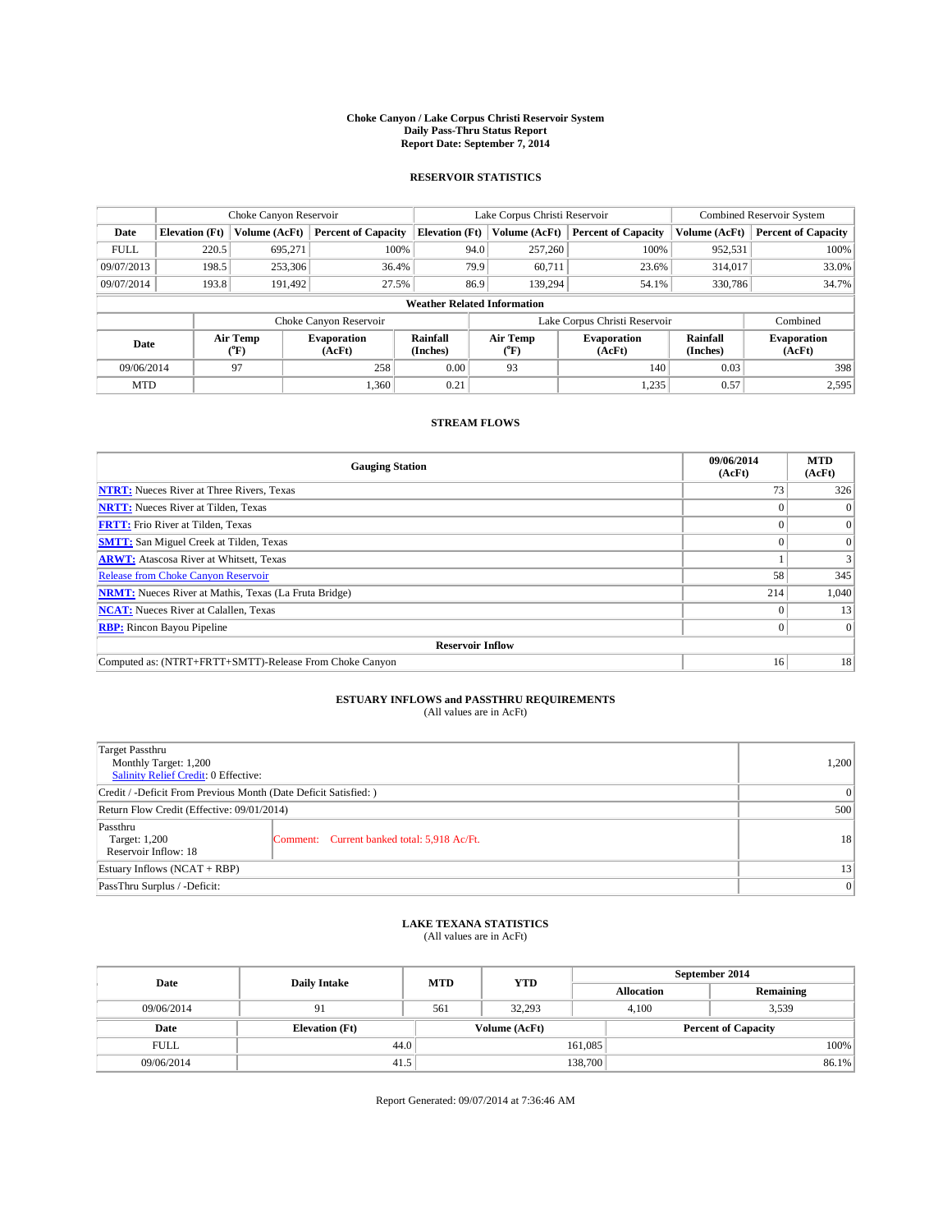**Choke Canyon / Lake Corpus Christi Reservoir System**
**Daily Pass-Thru Status Report**
**Report Date: September 7, 2014**

## RESERVOIR STATISTICS

| | Choke Canyon Reservoir | | | Lake Corpus Christi Reservoir | | | Combined Reservoir System | |
|---|---|---|---|---|---|---|---|---|
| Date | Elevation (Ft) | Volume (AcFt) | Percent of Capacity | Elevation (Ft) | Volume (AcFt) | Percent of Capacity | Volume (AcFt) | Percent of Capacity |
| FULL | 220.5 | 695,271 | 100% | 94.0 | 257,260 | 100% | 952,531 | 100% |
| 09/07/2013 | 198.5 | 253,306 | 36.4% | 79.9 | 60,711 | 23.6% | 314,017 | 33.0% |
| 09/07/2014 | 193.8 | 191,492 | 27.5% | 86.9 | 139,294 | 54.1% | 330,786 | 34.7% |

**Weather Related Information**

| | Choke Canyon Reservoir | | | Lake Corpus Christi Reservoir | | | Combined |
|---|---|---|---|---|---|---|---|
| Date | Air Temp (°F) | Evaporation (AcFt) | Rainfall (Inches) | Air Temp (°F) | Evaporation (AcFt) | Rainfall (Inches) | Evaporation (AcFt) |
| 09/06/2014 | 97 | 258 | 0.00 | 93 | 140 | 0.03 | 398 |
| MTD | | 1,360 | 0.21 | | 1,235 | 0.57 | 2,595 |

## STREAM FLOWS

| Gauging Station | 09/06/2014 (AcFt) | MTD (AcFt) |
|---|---|---|
| **NTRT:** Nueces River at Three Rivers, Texas | 73 | 326 |
| **NRTT:** Nueces River at Tilden, Texas | 0 | 0 |
| **FRTT:** Frio River at Tilden, Texas | 0 | 0 |
| **SMTT:** San Miguel Creek at Tilden, Texas | 0 | 0 |
| **ARWT:** Atascosa River at Whitsett, Texas | 1 | 3 |
| Release from Choke Canyon Reservoir | 58 | 345 |
| **NRMT:** Nueces River at Mathis, Texas (La Fruta Bridge) | 214 | 1,040 |
| **NCAT:** Nueces River at Calallen, Texas | 0 | 13 |
| **RBP:** Rincon Bayou Pipeline | 0 | 0 |
| **Reservoir Inflow** | | |
| Computed as: (NTRT+FRTT+SMTT)-Release From Choke Canyon | 16 | 18 |

## ESTUARY INFLOWS and PASSTHRU REQUIREMENTS
(All values are in AcFt)

| | |
|---|---|
| Target Passthru<br>Monthly Target: 1,200<br>Salinity Relief Credit: 0 Effective: | 1,200 |
| Credit / -Deficit From Previous Month (Date Deficit Satisfied: ) | 0 |
| Return Flow Credit (Effective: 09/01/2014) | 500 |
| Passthru<br>Target: 1,200<br>Reservoir Inflow: 18 — Comment: Current banked total: 5,918 Ac/Ft. | 18 |
| Estuary Inflows (NCAT + RBP) | 13 |
| PassThru Surplus / -Deficit: | 0 |

## LAKE TEXANA STATISTICS
(All values are in AcFt)

| Date | Daily Intake | MTD | YTD | September 2014 Allocation | September 2014 Remaining |
|---|---|---|---|---|---|
| 09/06/2014 | 91 | 561 | 32,293 | 4,100 | 3,539 |

| Date | Elevation (Ft) | Volume (AcFt) | Percent of Capacity |
|---|---|---|---|
| FULL | 44.0 | 161,085 | 100% |
| 09/06/2014 | 41.5 | 138,700 | 86.1% |

Report Generated: 09/07/2014 at 7:36:46 AM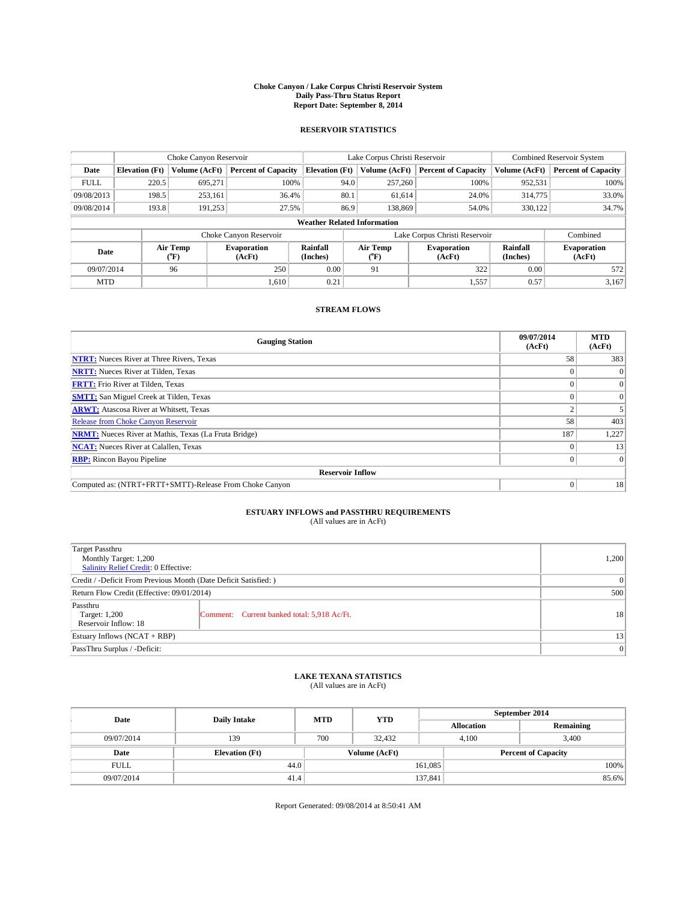# Choke Canyon / Lake Corpus Christi Reservoir System
## Daily Pass-Thru Status Report
## Report Date: September 8, 2014

### RESERVOIR STATISTICS

| | Choke Canyon Reservoir | | | Lake Corpus Christi Reservoir | | | Combined Reservoir System | |
|---|---|---|---|---|---|---|---|---|
| Date | Elevation (Ft) | Volume (AcFt) | Percent of Capacity | Elevation (Ft) | Volume (AcFt) | Percent of Capacity | Volume (AcFt) | Percent of Capacity |
| FULL | 220.5 | 695,271 | 100% | 94.0 | 257,260 | 100% | 952,531 | 100% |
| 09/08/2013 | 198.5 | 253,161 | 36.4% | 80.1 | 61,614 | 24.0% | 314,775 | 33.0% |
| 09/08/2014 | 193.8 | 191,253 | 27.5% | 86.9 | 138,869 | 54.0% | 330,122 | 34.7% |

**Weather Related Information**

| | Choke Canyon Reservoir | | | Lake Corpus Christi Reservoir | | | Combined |
|---|---|---|---|---|---|---|---|
| Date | Air Temp (°F) | Evaporation (AcFt) | Rainfall (Inches) | Air Temp (°F) | Evaporation (AcFt) | Rainfall (Inches) | Evaporation (AcFt) |
| 09/07/2014 | 96 | 250 | 0.00 | 91 | 322 | 0.00 | 572 |
| MTD | | 1,610 | 0.21 | | 1,557 | 0.57 | 3,167 |

### STREAM FLOWS

| Gauging Station | 09/07/2014 (AcFt) | MTD (AcFt) |
|---|---|---|
| **NTRT:** Nueces River at Three Rivers, Texas | 58 | 383 |
| **NRTT:** Nueces River at Tilden, Texas | 0 | 0 |
| **FRTT:** Frio River at Tilden, Texas | 0 | 0 |
| **SMTT:** San Miguel Creek at Tilden, Texas | 0 | 0 |
| **ARWT:** Atascosa River at Whitsett, Texas | 2 | 5 |
| Release from Choke Canyon Reservoir | 58 | 403 |
| **NRMT:** Nueces River at Mathis, Texas (La Fruta Bridge) | 187 | 1,227 |
| **NCAT:** Nueces River at Calallen, Texas | 0 | 13 |
| **RBP:** Rincon Bayou Pipeline | 0 | 0 |
| **Reservoir Inflow** | | |
| Computed as: (NTRT+FRTT+SMTT)-Release From Choke Canyon | 0 | 18 |

### ESTUARY INFLOWS and PASSTHRU REQUIREMENTS
(All values are in AcFt)

| | | |
|---|---|---|
| Target Passthru<br>Monthly Target: 1,200<br>Salinity Relief Credit: 0 Effective: | | 1,200 |
| Credit / -Deficit From Previous Month (Date Deficit Satisfied: ) | | 0 |
| Return Flow Credit (Effective: 09/01/2014) | | 500 |
| Passthru<br>Target: 1,200<br>Reservoir Inflow: 18 | Comment: Current banked total: 5,918 Ac/Ft. | 18 |
| Estuary Inflows (NCAT + RBP) | | 13 |
| PassThru Surplus / -Deficit: | | 0 |

### LAKE TEXANA STATISTICS
(All values are in AcFt)

| Date | Daily Intake | MTD | YTD | September 2014 Allocation | September 2014 Remaining |
|---|---|---|---|---|---|
| 09/07/2014 | 139 | 700 | 32,432 | 4,100 | 3,400 |

| Date | Elevation (Ft) | Volume (AcFt) | Percent of Capacity |
|---|---|---|---|
| FULL | 44.0 | 161,085 | 100% |
| 09/07/2014 | 41.4 | 137,841 | 85.6% |

Report Generated: 09/08/2014 at 8:50:41 AM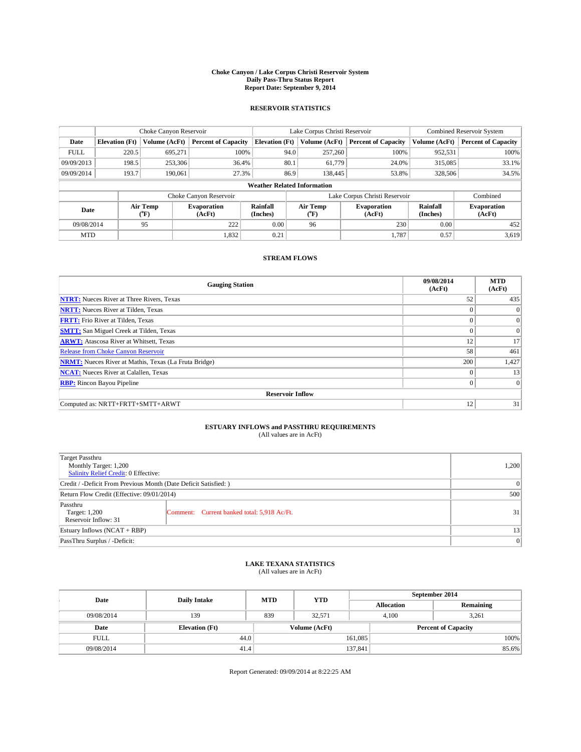# Choke Canyon / Lake Corpus Christi Reservoir System
## Daily Pass-Thru Status Report
## Report Date: September 9, 2014

### RESERVOIR STATISTICS

| | Choke Canyon Reservoir | | | Lake Corpus Christi Reservoir | | | Combined Reservoir System | |
|---|---|---|---|---|---|---|---|---|
| Date | Elevation (Ft) | Volume (AcFt) | Percent of Capacity | Elevation (Ft) | Volume (AcFt) | Percent of Capacity | Volume (AcFt) | Percent of Capacity |
| FULL | 220.5 | 695,271 | 100% | 94.0 | 257,260 | 100% | 952,531 | 100% |
| 09/09/2013 | 198.5 | 253,306 | 36.4% | 80.1 | 61,779 | 24.0% | 315,085 | 33.1% |
| 09/09/2014 | 193.7 | 190,061 | 27.3% | 86.9 | 138,445 | 53.8% | 328,506 | 34.5% |

**Weather Related Information**

| | Choke Canyon Reservoir | | | Lake Corpus Christi Reservoir | | | Combined |
|---|---|---|---|---|---|---|---|
| Date | Air Temp (°F) | Evaporation (AcFt) | Rainfall (Inches) | Air Temp (°F) | Evaporation (AcFt) | Rainfall (Inches) | Evaporation (AcFt) |
| 09/08/2014 | 95 | 222 | 0.00 | 96 | 230 | 0.00 | 452 |
| MTD | | 1,832 | 0.21 | | 1,787 | 0.57 | 3,619 |

### STREAM FLOWS

| Gauging Station | 09/08/2014 (AcFt) | MTD (AcFt) |
|---|---|---|
| **NTRT:** Nueces River at Three Rivers, Texas | 52 | 435 |
| **NRTT:** Nueces River at Tilden, Texas | 0 | 0 |
| **FRTT:** Frio River at Tilden, Texas | 0 | 0 |
| **SMTT:** San Miguel Creek at Tilden, Texas | 0 | 0 |
| **ARWT:** Atascosa River at Whitsett, Texas | 12 | 17 |
| Release from Choke Canyon Reservoir | 58 | 461 |
| **NRMT:** Nueces River at Mathis, Texas (La Fruta Bridge) | 200 | 1,427 |
| **NCAT:** Nueces River at Calallen, Texas | 0 | 13 |
| **RBP:** Rincon Bayou Pipeline | 0 | 0 |
| **Reservoir Inflow** | | |
| Computed as: NRTT+FRTT+SMTT+ARWT | 12 | 31 |

### ESTUARY INFLOWS and PASSTHRU REQUIREMENTS
(All values are in AcFt)

| | | |
|---|---|---|
| Target Passthru<br>Monthly Target: 1,200<br>Salinity Relief Credit: 0 Effective: | | 1,200 |
| Credit / -Deficit From Previous Month (Date Deficit Satisfied: ) | | 0 |
| Return Flow Credit (Effective: 09/01/2014) | | 500 |
| Passthru<br>Target: 1,200<br>Reservoir Inflow: 31 | Comment: Current banked total: 5,918 Ac/Ft. | 31 |
| Estuary Inflows (NCAT + RBP) | | 13 |
| PassThru Surplus / -Deficit: | | 0 |

### LAKE TEXANA STATISTICS
(All values are in AcFt)

| Date | Daily Intake | MTD | YTD | September 2014 Allocation | September 2014 Remaining |
|---|---|---|---|---|---|
| 09/08/2014 | 139 | 839 | 32,571 | 4,100 | 3,261 |

| Date | Elevation (Ft) | Volume (AcFt) | Percent of Capacity |
|---|---|---|---|
| FULL | 44.0 | 161,085 | 100% |
| 09/08/2014 | 41.4 | 137,841 | 85.6% |

Report Generated: 09/09/2014 at 8:22:25 AM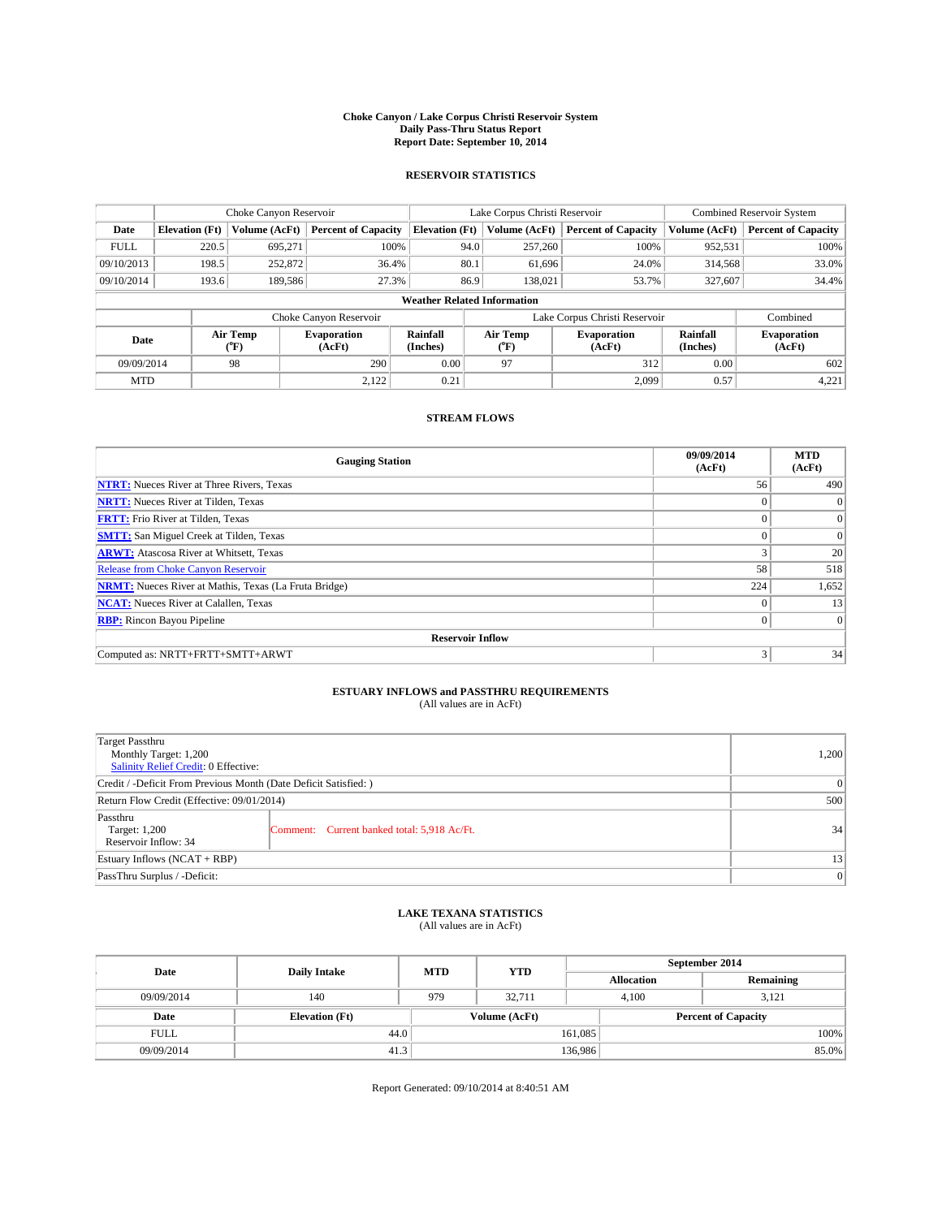# Choke Canyon / Lake Corpus Christi Reservoir System
## Daily Pass-Thru Status Report
### Report Date: September 10, 2014

## RESERVOIR STATISTICS

| | Choke Canyon Reservoir | | | Lake Corpus Christi Reservoir | | | Combined Reservoir System | |
|---|---|---|---|---|---|---|---|---|
| Date | Elevation (Ft) | Volume (AcFt) | Percent of Capacity | Elevation (Ft) | Volume (AcFt) | Percent of Capacity | Volume (AcFt) | Percent of Capacity |
| FULL | 220.5 | 695,271 | 100% | 94.0 | 257,260 | 100% | 952,531 | 100% |
| 09/10/2013 | 198.5 | 252,872 | 36.4% | 80.1 | 61,696 | 24.0% | 314,568 | 33.0% |
| 09/10/2014 | 193.6 | 189,586 | 27.3% | 86.9 | 138,021 | 53.7% | 327,607 | 34.4% |

**Weather Related Information**

| | Choke Canyon Reservoir | | | Lake Corpus Christi Reservoir | | | Combined |
|---|---|---|---|---|---|---|---|
| Date | Air Temp (°F) | Evaporation (AcFt) | Rainfall (Inches) | Air Temp (°F) | Evaporation (AcFt) | Rainfall (Inches) | Evaporation (AcFt) |
| 09/09/2014 | 98 | 290 | 0.00 | 97 | 312 | 0.00 | 602 |
| MTD | | 2,122 | 0.21 | | 2,099 | 0.57 | 4,221 |

## STREAM FLOWS

| Gauging Station | 09/09/2014 (AcFt) | MTD (AcFt) |
|---|---|---|
| **NTRT:** Nueces River at Three Rivers, Texas | 56 | 490 |
| **NRTT:** Nueces River at Tilden, Texas | 0 | 0 |
| **FRTT:** Frio River at Tilden, Texas | 0 | 0 |
| **SMTT:** San Miguel Creek at Tilden, Texas | 0 | 0 |
| **ARWT:** Atascosa River at Whitsett, Texas | 3 | 20 |
| Release from Choke Canyon Reservoir | 58 | 518 |
| **NRMT:** Nueces River at Mathis, Texas (La Fruta Bridge) | 224 | 1,652 |
| **NCAT:** Nueces River at Calallen, Texas | 0 | 13 |
| **RBP:** Rincon Bayou Pipeline | 0 | 0 |
| **Reservoir Inflow** | | |
| Computed as: NRTT+FRTT+SMTT+ARWT | 3 | 34 |

## ESTUARY INFLOWS and PASSTHRU REQUIREMENTS
(All values are in AcFt)

| | | |
|---|---|---|
| Target Passthru<br>Monthly Target: 1,200<br>Salinity Relief Credit: 0 Effective: | | 1,200 |
| Credit / -Deficit From Previous Month (Date Deficit Satisfied: ) | | 0 |
| Return Flow Credit (Effective: 09/01/2014) | | 500 |
| Passthru<br>Target: 1,200<br>Reservoir Inflow: 34 | Comment: Current banked total: 5,918 Ac/Ft. | 34 |
| Estuary Inflows (NCAT + RBP) | | 13 |
| PassThru Surplus / -Deficit: | | 0 |

## LAKE TEXANA STATISTICS
(All values are in AcFt)

| Date | Daily Intake | MTD | YTD | September 2014 Allocation | September 2014 Remaining |
|---|---|---|---|---|---|
| 09/09/2014 | 140 | 979 | 32,711 | 4,100 | 3,121 |

| Date | Elevation (Ft) | Volume (AcFt) | Percent of Capacity |
|---|---|---|---|
| FULL | 44.0 | 161,085 | 100% |
| 09/09/2014 | 41.3 | 136,986 | 85.0% |

Report Generated: 09/10/2014 at 8:40:51 AM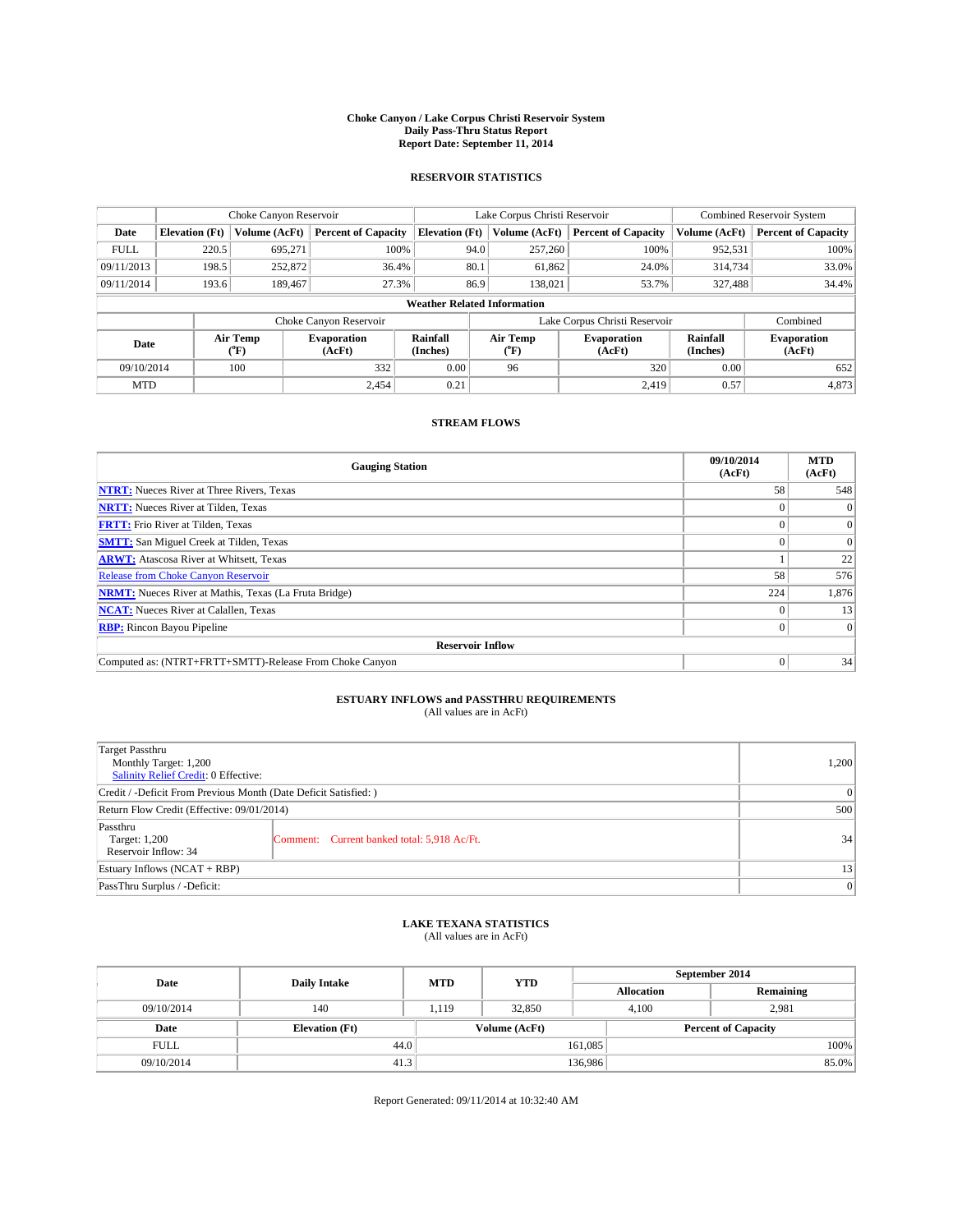# Choke Canyon / Lake Corpus Christi Reservoir System
## Daily Pass-Thru Status Report
### Report Date: September 11, 2014

## RESERVOIR STATISTICS

| | Choke Canyon Reservoir | | | Lake Corpus Christi Reservoir | | | Combined Reservoir System | |
|---|---|---|---|---|---|---|---|---|
| Date | Elevation (Ft) | Volume (AcFt) | Percent of Capacity | Elevation (Ft) | Volume (AcFt) | Percent of Capacity | Volume (AcFt) | Percent of Capacity |
| FULL | 220.5 | 695,271 | 100% | 94.0 | 257,260 | 100% | 952,531 | 100% |
| 09/11/2013 | 198.5 | 252,872 | 36.4% | 80.1 | 61,862 | 24.0% | 314,734 | 33.0% |
| 09/11/2014 | 193.6 | 189,467 | 27.3% | 86.9 | 138,021 | 53.7% | 327,488 | 34.4% |

**Weather Related Information**

| | Choke Canyon Reservoir | | | Lake Corpus Christi Reservoir | | | Combined |
|---|---|---|---|---|---|---|---|
| Date | Air Temp (°F) | Evaporation (AcFt) | Rainfall (Inches) | Air Temp (°F) | Evaporation (AcFt) | Rainfall (Inches) | Evaporation (AcFt) |
| 09/10/2014 | 100 | 332 | 0.00 | 96 | 320 | 0.00 | 652 |
| MTD | | 2,454 | 0.21 | | 2,419 | 0.57 | 4,873 |

## STREAM FLOWS

| Gauging Station | 09/10/2014 (AcFt) | MTD (AcFt) |
|---|---|---|
| **NTRT:** Nueces River at Three Rivers, Texas | 58 | 548 |
| **NRTT:** Nueces River at Tilden, Texas | 0 | 0 |
| **FRTT:** Frio River at Tilden, Texas | 0 | 0 |
| **SMTT:** San Miguel Creek at Tilden, Texas | 0 | 0 |
| **ARWT:** Atascosa River at Whitsett, Texas | 1 | 22 |
| Release from Choke Canyon Reservoir | 58 | 576 |
| **NRMT:** Nueces River at Mathis, Texas (La Fruta Bridge) | 224 | 1,876 |
| **NCAT:** Nueces River at Calallen, Texas | 0 | 13 |
| **RBP:** Rincon Bayou Pipeline | 0 | 0 |
| **Reservoir Inflow** | | |
| Computed as: (NTRT+FRTT+SMTT)-Release From Choke Canyon | 0 | 34 |

## ESTUARY INFLOWS and PASSTHRU REQUIREMENTS
(All values are in AcFt)

| | | |
|---|---|---|
| Target Passthru<br>Monthly Target: 1,200<br>Salinity Relief Credit: 0 Effective: | | 1,200 |
| Credit / -Deficit From Previous Month (Date Deficit Satisfied: ) | | 0 |
| Return Flow Credit (Effective: 09/01/2014) | | 500 |
| Passthru<br>Target: 1,200<br>Reservoir Inflow: 34 | Comment: Current banked total: 5,918 Ac/Ft. | 34 |
| Estuary Inflows (NCAT + RBP) | | 13 |
| PassThru Surplus / -Deficit: | | 0 |

## LAKE TEXANA STATISTICS
(All values are in AcFt)

| Date | Daily Intake | MTD | YTD | September 2014 Allocation | September 2014 Remaining |
|---|---|---|---|---|---|
| 09/10/2014 | 140 | 1,119 | 32,850 | 4,100 | 2,981 |

| Date | Elevation (Ft) | Volume (AcFt) | Percent of Capacity |
|---|---|---|---|
| FULL | 44.0 | 161,085 | 100% |
| 09/10/2014 | 41.3 | 136,986 | 85.0% |

Report Generated: 09/11/2014 at 10:32:40 AM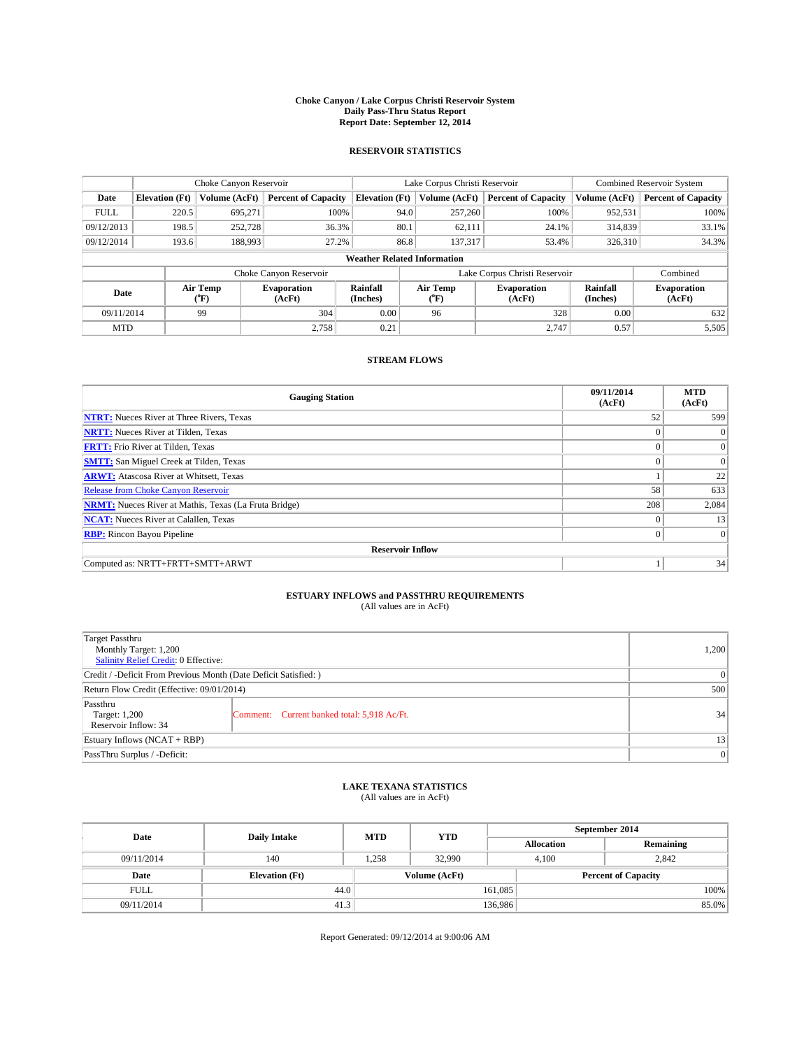**Choke Canyon / Lake Corpus Christi Reservoir System**
**Daily Pass-Thru Status Report**
**Report Date: September 12, 2014**

## RESERVOIR STATISTICS

| | Choke Canyon Reservoir | | | Lake Corpus Christi Reservoir | | | Combined Reservoir System | |
|---|---|---|---|---|---|---|---|---|
| Date | Elevation (Ft) | Volume (AcFt) | Percent of Capacity | Elevation (Ft) | Volume (AcFt) | Percent of Capacity | Volume (AcFt) | Percent of Capacity |
| FULL | 220.5 | 695,271 | 100% | 94.0 | 257,260 | 100% | 952,531 | 100% |
| 09/12/2013 | 198.5 | 252,728 | 36.3% | 80.1 | 62,111 | 24.1% | 314,839 | 33.1% |
| 09/12/2014 | 193.6 | 188,993 | 27.2% | 86.8 | 137,317 | 53.4% | 326,310 | 34.3% |

**Weather Related Information**

| | Choke Canyon Reservoir | | | Lake Corpus Christi Reservoir | | | Combined |
|---|---|---|---|---|---|---|---|
| Date | Air Temp (°F) | Evaporation (AcFt) | Rainfall (Inches) | Air Temp (°F) | Evaporation (AcFt) | Rainfall (Inches) | Evaporation (AcFt) |
| 09/11/2014 | 99 | 304 | 0.00 | 96 | 328 | 0.00 | 632 |
| MTD | | 2,758 | 0.21 | | 2,747 | 0.57 | 5,505 |

## STREAM FLOWS

| Gauging Station | 09/11/2014 (AcFt) | MTD (AcFt) |
|---|---|---|
| **NTRT:** Nueces River at Three Rivers, Texas | 52 | 599 |
| **NRTT:** Nueces River at Tilden, Texas | 0 | 0 |
| **FRTT:** Frio River at Tilden, Texas | 0 | 0 |
| **SMTT:** San Miguel Creek at Tilden, Texas | 0 | 0 |
| **ARWT:** Atascosa River at Whitsett, Texas | 1 | 22 |
| Release from Choke Canyon Reservoir | 58 | 633 |
| **NRMT:** Nueces River at Mathis, Texas (La Fruta Bridge) | 208 | 2,084 |
| **NCAT:** Nueces River at Calallen, Texas | 0 | 13 |
| **RBP:** Rincon Bayou Pipeline | 0 | 0 |
| **Reservoir Inflow** | | |
| Computed as: NRTT+FRTT+SMTT+ARWT | 1 | 34 |

## ESTUARY INFLOWS and PASSTHRU REQUIREMENTS
(All values are in AcFt)

| | | |
|---|---|---|
| Target Passthru<br>Monthly Target: 1,200<br>Salinity Relief Credit: 0 Effective: | | 1,200 |
| Credit / -Deficit From Previous Month (Date Deficit Satisfied: ) | | 0 |
| Return Flow Credit (Effective: 09/01/2014) | | 500 |
| Passthru<br>Target: 1,200<br>Reservoir Inflow: 34 | Comment: Current banked total: 5,918 Ac/Ft. | 34 |
| Estuary Inflows (NCAT + RBP) | | 13 |
| PassThru Surplus / -Deficit: | | 0 |

## LAKE TEXANA STATISTICS
(All values are in AcFt)

| Date | Daily Intake | MTD | YTD | September 2014 Allocation | September 2014 Remaining |
|---|---|---|---|---|---|
| 09/11/2014 | 140 | 1,258 | 32,990 | 4,100 | 2,842 |

| Date | Elevation (Ft) | Volume (AcFt) | Percent of Capacity |
|---|---|---|---|
| FULL | 44.0 | 161,085 | 100% |
| 09/11/2014 | 41.3 | 136,986 | 85.0% |

Report Generated: 09/12/2014 at 9:00:06 AM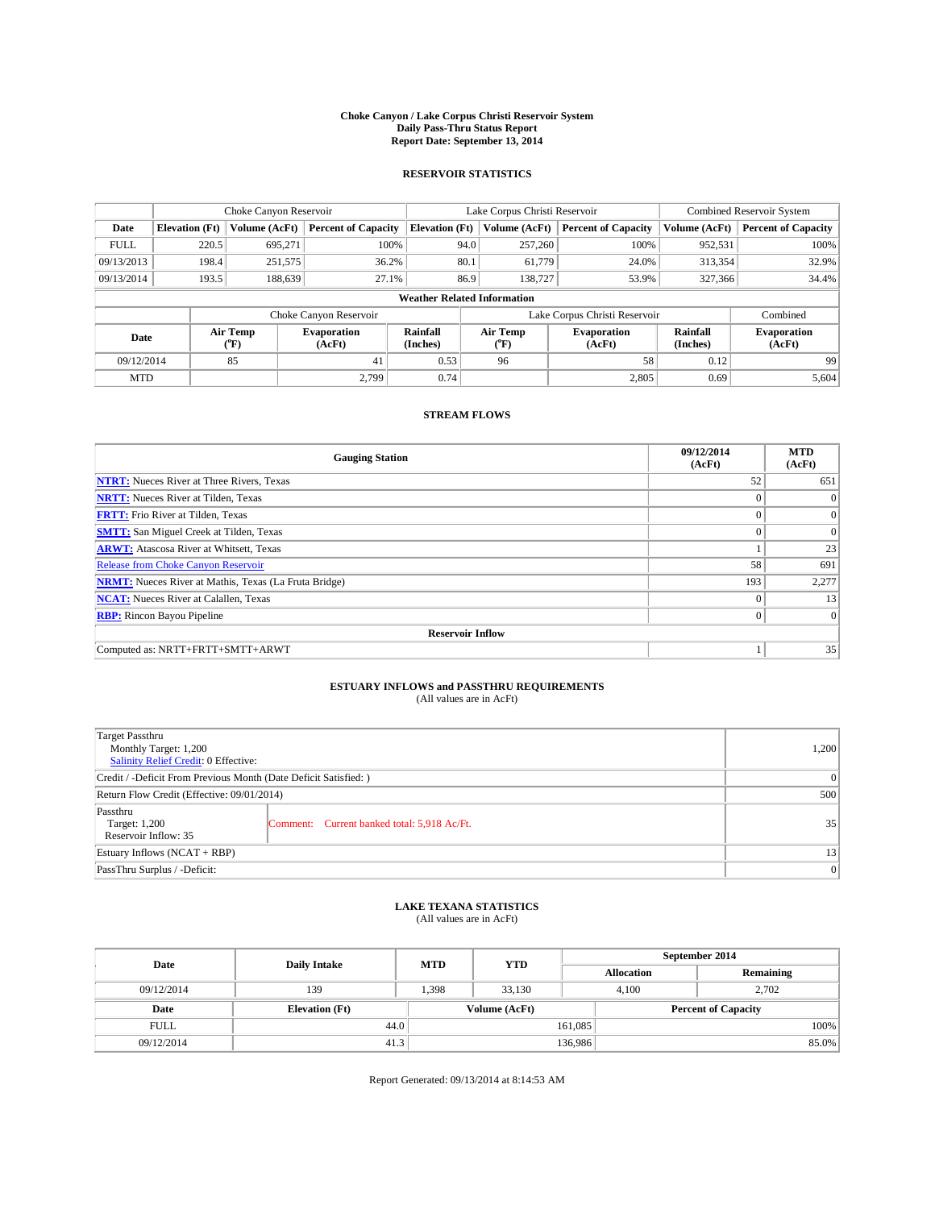**Choke Canyon / Lake Corpus Christi Reservoir System**
**Daily Pass-Thru Status Report**
**Report Date: September 13, 2014**

## RESERVOIR STATISTICS

| | Choke Canyon Reservoir | | | Lake Corpus Christi Reservoir | | | Combined Reservoir System | |
|---|---|---|---|---|---|---|---|---|
| **Date** | **Elevation (Ft)** | **Volume (AcFt)** | **Percent of Capacity** | **Elevation (Ft)** | **Volume (AcFt)** | **Percent of Capacity** | **Volume (AcFt)** | **Percent of Capacity** |
| FULL | 220.5 | 695,271 | 100% | 94.0 | 257,260 | 100% | 952,531 | 100% |
| 09/13/2013 | 198.4 | 251,575 | 36.2% | 80.1 | 61,779 | 24.0% | 313,354 | 32.9% |
| 09/13/2014 | 193.5 | 188,639 | 27.1% | 86.9 | 138,727 | 53.9% | 327,366 | 34.4% |

**Weather Related Information**

| | Choke Canyon Reservoir | | | Lake Corpus Christi Reservoir | | | Combined |
|---|---|---|---|---|---|---|---|
| **Date** | **Air Temp (°F)** | **Evaporation (AcFt)** | **Rainfall (Inches)** | **Air Temp (°F)** | **Evaporation (AcFt)** | **Rainfall (Inches)** | **Evaporation (AcFt)** |
| 09/12/2014 | 85 | 41 | 0.53 | 96 | 58 | 0.12 | 99 |
| MTD | | 2,799 | 0.74 | | 2,805 | 0.69 | 5,604 |

## STREAM FLOWS

| Gauging Station | 09/12/2014 (AcFt) | MTD (AcFt) |
|---|---|---|
| **NTRT:** Nueces River at Three Rivers, Texas | 52 | 651 |
| **NRTT:** Nueces River at Tilden, Texas | 0 | 0 |
| **FRTT:** Frio River at Tilden, Texas | 0 | 0 |
| **SMTT:** San Miguel Creek at Tilden, Texas | 0 | 0 |
| **ARWT:** Atascosa River at Whitsett, Texas | 1 | 23 |
| Release from Choke Canyon Reservoir | 58 | 691 |
| **NRMT:** Nueces River at Mathis, Texas (La Fruta Bridge) | 193 | 2,277 |
| **NCAT:** Nueces River at Calallen, Texas | 0 | 13 |
| **RBP:** Rincon Bayou Pipeline | 0 | 0 |
| **Reservoir Inflow** | | |
| Computed as: NRTT+FRTT+SMTT+ARWT | 1 | 35 |

## ESTUARY INFLOWS and PASSTHRU REQUIREMENTS
(All values are in AcFt)

| | | |
|---|---|---|
| Target Passthru<br>Monthly Target: 1,200<br>Salinity Relief Credit: 0 Effective: | | 1,200 |
| Credit / -Deficit From Previous Month (Date Deficit Satisfied: ) | | 0 |
| Return Flow Credit (Effective: 09/01/2014) | | 500 |
| Passthru<br>Target: 1,200<br>Reservoir Inflow: 35 | Comment: Current banked total: 5,918 Ac/Ft. | 35 |
| Estuary Inflows (NCAT + RBP) | | 13 |
| PassThru Surplus / -Deficit: | | 0 |

## LAKE TEXANA STATISTICS
(All values are in AcFt)

| Date | Daily Intake | MTD | YTD | September 2014 Allocation | September 2014 Remaining |
|---|---|---|---|---|---|
| 09/12/2014 | 139 | 1,398 | 33,130 | 4,100 | 2,702 |

| Date | Elevation (Ft) | Volume (AcFt) | Percent of Capacity |
|---|---|---|---|
| FULL | 44.0 | 161,085 | 100% |
| 09/12/2014 | 41.3 | 136,986 | 85.0% |

Report Generated: 09/13/2014 at 8:14:53 AM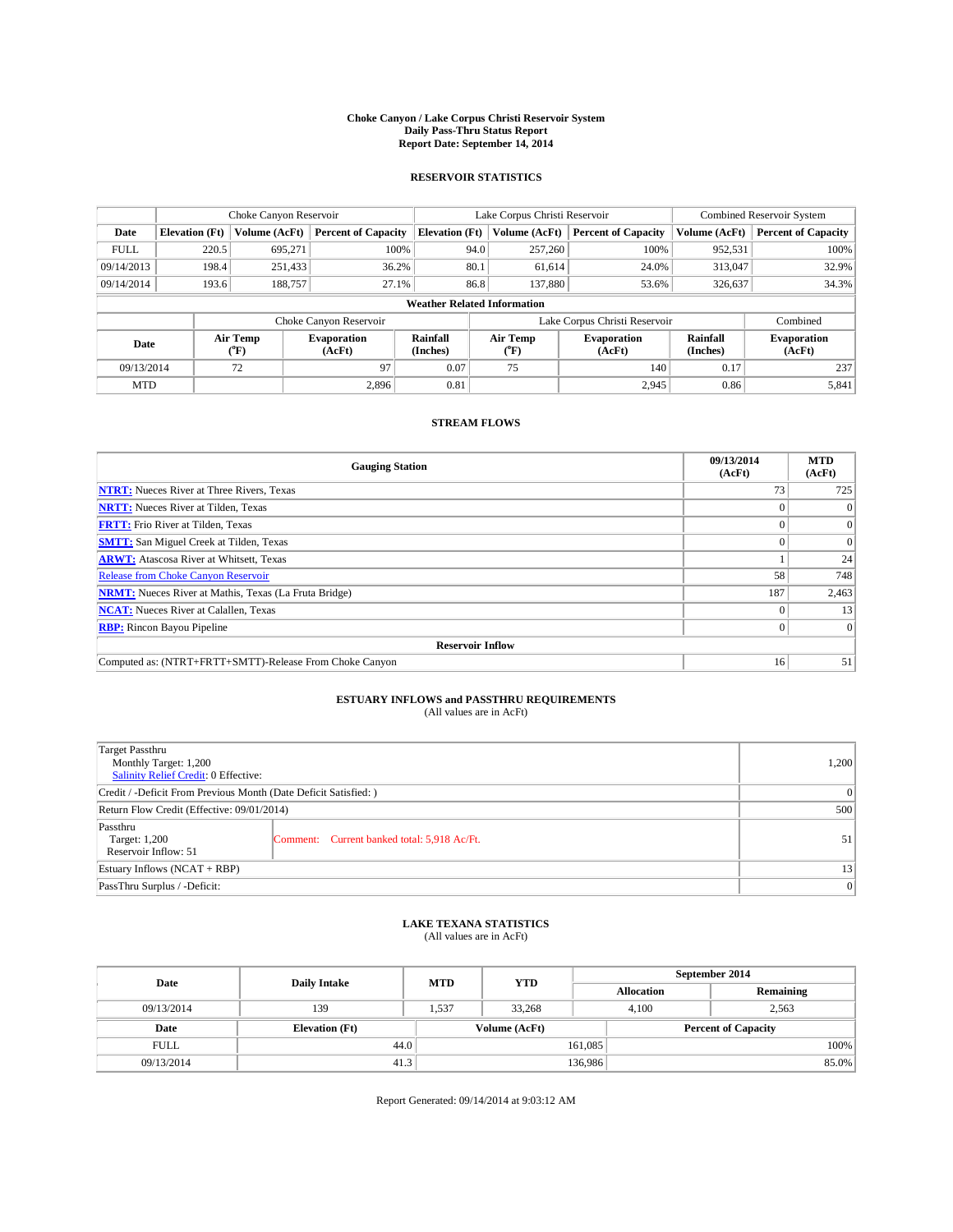**Choke Canyon / Lake Corpus Christi Reservoir System**
**Daily Pass-Thru Status Report**
**Report Date: September 14, 2014**

## RESERVOIR STATISTICS

| | Choke Canyon Reservoir | | | Lake Corpus Christi Reservoir | | | Combined Reservoir System | |
|---|---|---|---|---|---|---|---|---|
| Date | Elevation (Ft) | Volume (AcFt) | Percent of Capacity | Elevation (Ft) | Volume (AcFt) | Percent of Capacity | Volume (AcFt) | Percent of Capacity |
| FULL | 220.5 | 695,271 | 100% | 94.0 | 257,260 | 100% | 952,531 | 100% |
| 09/14/2013 | 198.4 | 251,433 | 36.2% | 80.1 | 61,614 | 24.0% | 313,047 | 32.9% |
| 09/14/2014 | 193.6 | 188,757 | 27.1% | 86.8 | 137,880 | 53.6% | 326,637 | 34.3% |

**Weather Related Information**

| | Choke Canyon Reservoir | | | Lake Corpus Christi Reservoir | | | Combined |
|---|---|---|---|---|---|---|---|
| Date | Air Temp (°F) | Evaporation (AcFt) | Rainfall (Inches) | Air Temp (°F) | Evaporation (AcFt) | Rainfall (Inches) | Evaporation (AcFt) |
| 09/13/2014 | 72 | 97 | 0.07 | 75 | 140 | 0.17 | 237 |
| MTD | | 2,896 | 0.81 | | 2,945 | 0.86 | 5,841 |

## STREAM FLOWS

| Gauging Station | 09/13/2014 (AcFt) | MTD (AcFt) |
|---|---|---|
| **NTRT:** Nueces River at Three Rivers, Texas | 73 | 725 |
| **NRTT:** Nueces River at Tilden, Texas | 0 | 0 |
| **FRTT:** Frio River at Tilden, Texas | 0 | 0 |
| **SMTT:** San Miguel Creek at Tilden, Texas | 0 | 0 |
| **ARWT:** Atascosa River at Whitsett, Texas | 1 | 24 |
| Release from Choke Canyon Reservoir | 58 | 748 |
| **NRMT:** Nueces River at Mathis, Texas (La Fruta Bridge) | 187 | 2,463 |
| **NCAT:** Nueces River at Calallen, Texas | 0 | 13 |
| **RBP:** Rincon Bayou Pipeline | 0 | 0 |
| **Reservoir Inflow** | | |
| Computed as: (NTRT+FRTT+SMTT)-Release From Choke Canyon | 16 | 51 |

## ESTUARY INFLOWS and PASSTHRU REQUIREMENTS
(All values are in AcFt)

| | | |
|---|---|---|
| Target Passthru<br>Monthly Target: 1,200<br>Salinity Relief Credit: 0 Effective: | | 1,200 |
| Credit / -Deficit From Previous Month (Date Deficit Satisfied: ) | | 0 |
| Return Flow Credit (Effective: 09/01/2014) | | 500 |
| Passthru<br>Target: 1,200<br>Reservoir Inflow: 51 | Comment: Current banked total: 5,918 Ac/Ft. | 51 |
| Estuary Inflows (NCAT + RBP) | | 13 |
| PassThru Surplus / -Deficit: | | 0 |

## LAKE TEXANA STATISTICS
(All values are in AcFt)

| Date | Daily Intake | MTD | YTD | September 2014 Allocation | September 2014 Remaining |
|---|---|---|---|---|---|
| 09/13/2014 | 139 | 1,537 | 33,268 | 4,100 | 2,563 |

| Date | Elevation (Ft) | Volume (AcFt) | Percent of Capacity |
|---|---|---|---|
| FULL | 44.0 | 161,085 | 100% |
| 09/13/2014 | 41.3 | 136,986 | 85.0% |

Report Generated: 09/14/2014 at 9:03:12 AM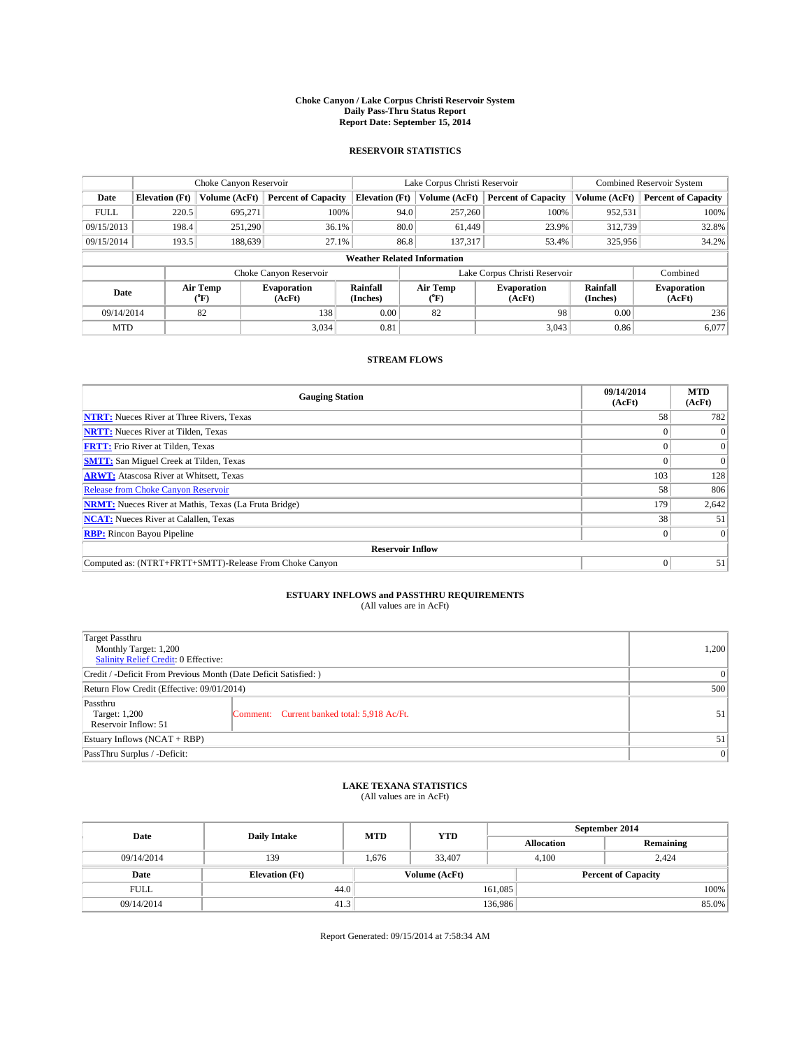# Choke Canyon / Lake Corpus Christi Reservoir System
## Daily Pass-Thru Status Report
### Report Date: September 15, 2014

## RESERVOIR STATISTICS

| | Choke Canyon Reservoir | | | Lake Corpus Christi Reservoir | | | Combined Reservoir System | |
|---|---|---|---|---|---|---|---|---|
| Date | Elevation (Ft) | Volume (AcFt) | Percent of Capacity | Elevation (Ft) | Volume (AcFt) | Percent of Capacity | Volume (AcFt) | Percent of Capacity |
| FULL | 220.5 | 695,271 | 100% | 94.0 | 257,260 | 100% | 952,531 | 100% |
| 09/15/2013 | 198.4 | 251,290 | 36.1% | 80.0 | 61,449 | 23.9% | 312,739 | 32.8% |
| 09/15/2014 | 193.5 | 188,639 | 27.1% | 86.8 | 137,317 | 53.4% | 325,956 | 34.2% |

**Weather Related Information**

| | Choke Canyon Reservoir | | | Lake Corpus Christi Reservoir | | | Combined |
|---|---|---|---|---|---|---|---|
| Date | Air Temp (°F) | Evaporation (AcFt) | Rainfall (Inches) | Air Temp (°F) | Evaporation (AcFt) | Rainfall (Inches) | Evaporation (AcFt) |
| 09/14/2014 | 82 | 138 | 0.00 | 82 | 98 | 0.00 | 236 |
| MTD | | 3,034 | 0.81 | | 3,043 | 0.86 | 6,077 |

## STREAM FLOWS

| Gauging Station | 09/14/2014 (AcFt) | MTD (AcFt) |
|---|---|---|
| **NTRT:** Nueces River at Three Rivers, Texas | 58 | 782 |
| **NRTT:** Nueces River at Tilden, Texas | 0 | 0 |
| **FRTT:** Frio River at Tilden, Texas | 0 | 0 |
| **SMTT:** San Miguel Creek at Tilden, Texas | 0 | 0 |
| **ARWT:** Atascosa River at Whitsett, Texas | 103 | 128 |
| Release from Choke Canyon Reservoir | 58 | 806 |
| **NRMT:** Nueces River at Mathis, Texas (La Fruta Bridge) | 179 | 2,642 |
| **NCAT:** Nueces River at Calallen, Texas | 38 | 51 |
| **RBP:** Rincon Bayou Pipeline | 0 | 0 |
| **Reservoir Inflow** | | |
| Computed as: (NTRT+FRTT+SMTT)-Release From Choke Canyon | 0 | 51 |

## ESTUARY INFLOWS and PASSTHRU REQUIREMENTS
(All values are in AcFt)

| | |
|---|---|
| Target Passthru<br>Monthly Target: 1,200<br>Salinity Relief Credit: 0 Effective: | 1,200 |
| Credit / -Deficit From Previous Month (Date Deficit Satisfied: ) | 0 |
| Return Flow Credit (Effective: 09/01/2014) | 500 |
| Passthru<br>Target: 1,200<br>Reservoir Inflow: 51 — Comment: Current banked total: 5,918 Ac/Ft. | 51 |
| Estuary Inflows (NCAT + RBP) | 51 |
| PassThru Surplus / -Deficit: | 0 |

## LAKE TEXANA STATISTICS
(All values are in AcFt)

| Date | Daily Intake | MTD | YTD | September 2014 Allocation | September 2014 Remaining |
|---|---|---|---|---|---|
| 09/14/2014 | 139 | 1,676 | 33,407 | 4,100 | 2,424 |

| Date | Elevation (Ft) | Volume (AcFt) | Percent of Capacity |
|---|---|---|---|
| FULL | 44.0 | 161,085 | 100% |
| 09/14/2014 | 41.3 | 136,986 | 85.0% |

Report Generated: 09/15/2014 at 7:58:34 AM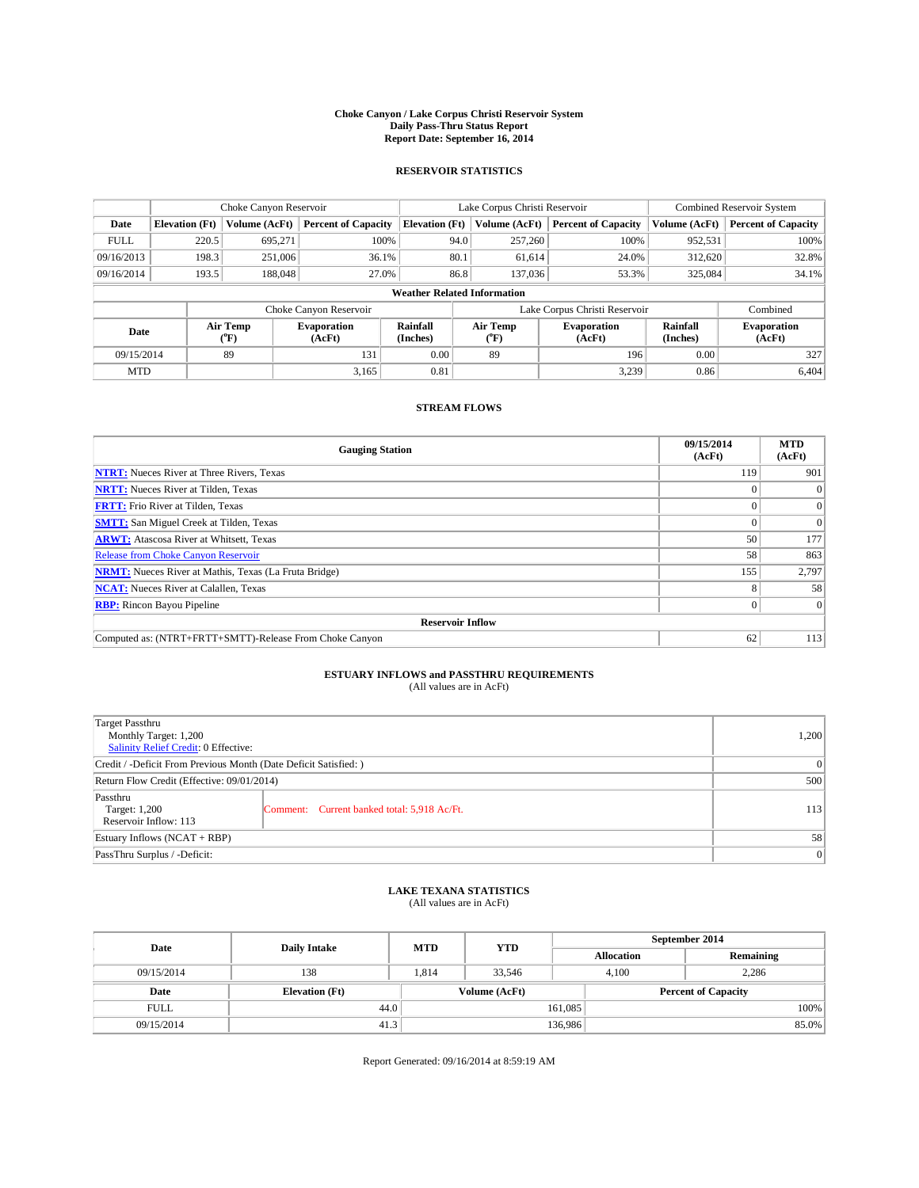**Choke Canyon / Lake Corpus Christi Reservoir System**
**Daily Pass-Thru Status Report**
**Report Date: September 16, 2014**

### RESERVOIR STATISTICS

| | Choke Canyon Reservoir | | | Lake Corpus Christi Reservoir | | | Combined Reservoir System | |
|---|---|---|---|---|---|---|---|---|
| Date | Elevation (Ft) | Volume (AcFt) | Percent of Capacity | Elevation (Ft) | Volume (AcFt) | Percent of Capacity | Volume (AcFt) | Percent of Capacity |
| FULL | 220.5 | 695,271 | 100% | 94.0 | 257,260 | 100% | 952,531 | 100% |
| 09/16/2013 | 198.3 | 251,006 | 36.1% | 80.1 | 61,614 | 24.0% | 312,620 | 32.8% |
| 09/16/2014 | 193.5 | 188,048 | 27.0% | 86.8 | 137,036 | 53.3% | 325,084 | 34.1% |

**Weather Related Information**

| | Choke Canyon Reservoir | | | Lake Corpus Christi Reservoir | | | Combined |
|---|---|---|---|---|---|---|---|
| Date | Air Temp (°F) | Evaporation (AcFt) | Rainfall (Inches) | Air Temp (°F) | Evaporation (AcFt) | Rainfall (Inches) | Evaporation (AcFt) |
| 09/15/2014 | 89 | 131 | 0.00 | 89 | 196 | 0.00 | 327 |
| MTD | | 3,165 | 0.81 | | 3,239 | 0.86 | 6,404 |

### STREAM FLOWS

| Gauging Station | 09/15/2014 (AcFt) | MTD (AcFt) |
|---|---|---|
| NTRT: Nueces River at Three Rivers, Texas | 119 | 901 |
| NRTT: Nueces River at Tilden, Texas | 0 | 0 |
| FRTT: Frio River at Tilden, Texas | 0 | 0 |
| SMTT: San Miguel Creek at Tilden, Texas | 0 | 0 |
| ARWT: Atascosa River at Whitsett, Texas | 50 | 177 |
| Release from Choke Canyon Reservoir | 58 | 863 |
| NRMT: Nueces River at Mathis, Texas (La Fruta Bridge) | 155 | 2,797 |
| NCAT: Nueces River at Calallen, Texas | 8 | 58 |
| RBP: Rincon Bayou Pipeline | 0 | 0 |
| **Reservoir Inflow** | | |
| Computed as: (NTRT+FRTT+SMTT)-Release From Choke Canyon | 62 | 113 |

### ESTUARY INFLOWS and PASSTHRU REQUIREMENTS
(All values are in AcFt)

| | | |
|---|---|---|
| Target Passthru<br>Monthly Target: 1,200<br>Salinity Relief Credit: 0 Effective: | | 1,200 |
| Credit / -Deficit From Previous Month (Date Deficit Satisfied: ) | | 0 |
| Return Flow Credit (Effective: 09/01/2014) | | 500 |
| Passthru<br>Target: 1,200<br>Reservoir Inflow: 113 | Comment: Current banked total: 5,918 Ac/Ft. | 113 |
| Estuary Inflows (NCAT + RBP) | | 58 |
| PassThru Surplus / -Deficit: | | 0 |

### LAKE TEXANA STATISTICS
(All values are in AcFt)

| Date | Daily Intake | MTD | YTD | September 2014 Allocation | September 2014 Remaining |
|---|---|---|---|---|---|
| 09/15/2014 | 138 | 1,814 | 33,546 | 4,100 | 2,286 |

| Date | Elevation (Ft) | Volume (AcFt) | Percent of Capacity |
|---|---|---|---|
| FULL | 44.0 | 161,085 | 100% |
| 09/15/2014 | 41.3 | 136,986 | 85.0% |

Report Generated: 09/16/2014 at 8:59:19 AM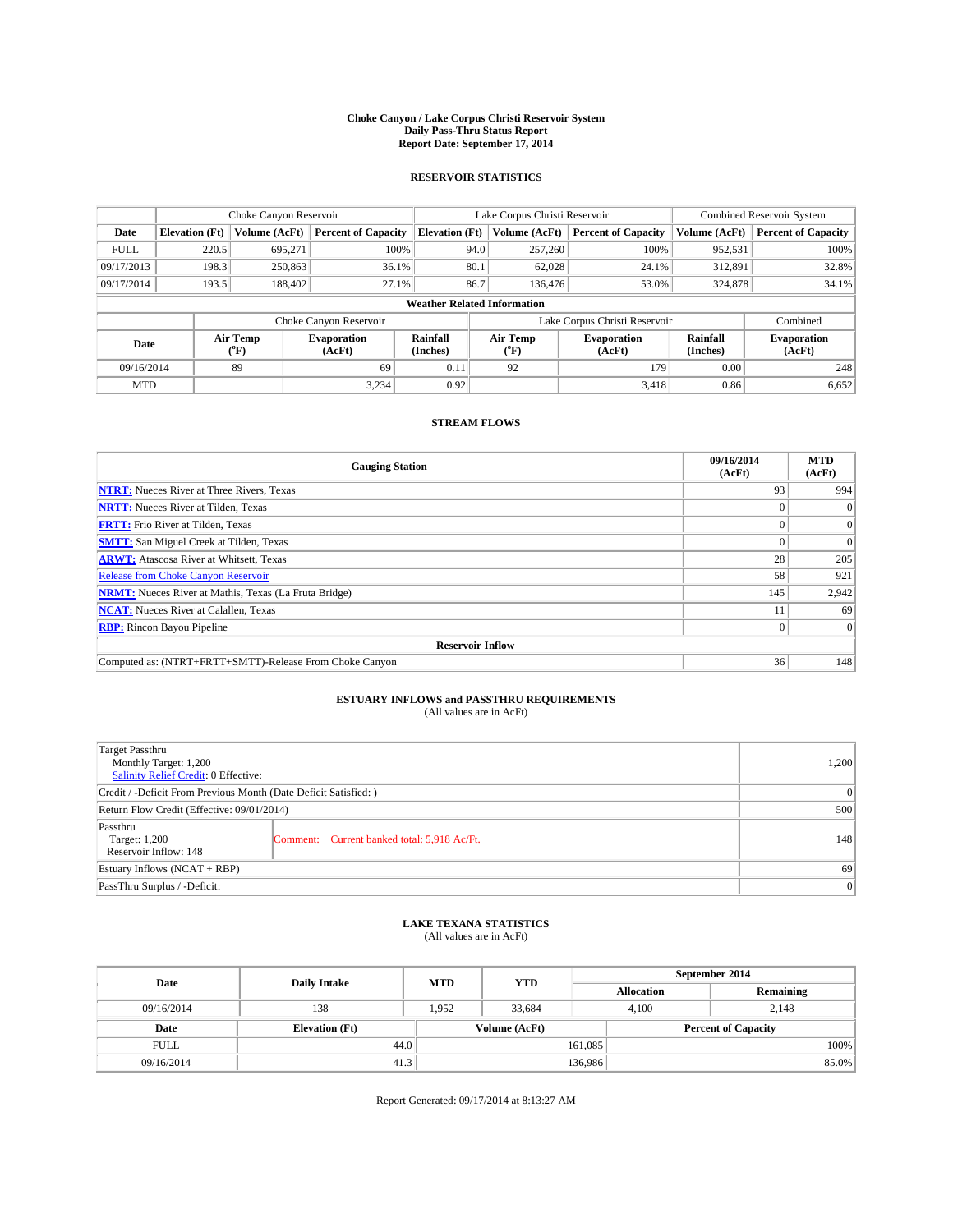# Choke Canyon / Lake Corpus Christi Reservoir System
## Daily Pass-Thru Status Report
## Report Date: September 17, 2014

### RESERVOIR STATISTICS

| | Choke Canyon Reservoir | | | Lake Corpus Christi Reservoir | | | Combined Reservoir System | |
|---|---|---|---|---|---|---|---|---|
| Date | Elevation (Ft) | Volume (AcFt) | Percent of Capacity | Elevation (Ft) | Volume (AcFt) | Percent of Capacity | Volume (AcFt) | Percent of Capacity |
| FULL | 220.5 | 695,271 | 100% | 94.0 | 257,260 | 100% | 952,531 | 100% |
| 09/17/2013 | 198.3 | 250,863 | 36.1% | 80.1 | 62,028 | 24.1% | 312,891 | 32.8% |
| 09/17/2014 | 193.5 | 188,402 | 27.1% | 86.7 | 136,476 | 53.0% | 324,878 | 34.1% |

**Weather Related Information**

| | Choke Canyon Reservoir | | | Lake Corpus Christi Reservoir | | | Combined |
|---|---|---|---|---|---|---|---|
| Date | Air Temp (°F) | Evaporation (AcFt) | Rainfall (Inches) | Air Temp (°F) | Evaporation (AcFt) | Rainfall (Inches) | Evaporation (AcFt) |
| 09/16/2014 | 89 | 69 | 0.11 | 92 | 179 | 0.00 | 248 |
| MTD | | 3,234 | 0.92 | | 3,418 | 0.86 | 6,652 |

### STREAM FLOWS

| Gauging Station | 09/16/2014 (AcFt) | MTD (AcFt) |
|---|---|---|
| NTRT: Nueces River at Three Rivers, Texas | 93 | 994 |
| NRTT: Nueces River at Tilden, Texas | 0 | 0 |
| FRTT: Frio River at Tilden, Texas | 0 | 0 |
| SMTT: San Miguel Creek at Tilden, Texas | 0 | 0 |
| ARWT: Atascosa River at Whitsett, Texas | 28 | 205 |
| Release from Choke Canyon Reservoir | 58 | 921 |
| NRMT: Nueces River at Mathis, Texas (La Fruta Bridge) | 145 | 2,942 |
| NCAT: Nueces River at Calallen, Texas | 11 | 69 |
| RBP: Rincon Bayou Pipeline | 0 | 0 |
| **Reservoir Inflow** | | |
| Computed as: (NTRT+FRTT+SMTT)-Release From Choke Canyon | 36 | 148 |

### ESTUARY INFLOWS and PASSTHRU REQUIREMENTS
(All values are in AcFt)

| | | |
|---|---|---|
| Target Passthru<br>Monthly Target: 1,200<br>Salinity Relief Credit: 0 Effective: | | 1,200 |
| Credit / -Deficit From Previous Month (Date Deficit Satisfied: ) | | 0 |
| Return Flow Credit (Effective: 09/01/2014) | | 500 |
| Passthru<br>Target: 1,200<br>Reservoir Inflow: 148 | Comment: Current banked total: 5,918 Ac/Ft. | 148 |
| Estuary Inflows (NCAT + RBP) | | 69 |
| PassThru Surplus / -Deficit: | | 0 |

### LAKE TEXANA STATISTICS
(All values are in AcFt)

| Date | Daily Intake | MTD | YTD | September 2014 Allocation | September 2014 Remaining |
|---|---|---|---|---|---|
| 09/16/2014 | 138 | 1,952 | 33,684 | 4,100 | 2,148 |

| Date | Elevation (Ft) | Volume (AcFt) | Percent of Capacity |
|---|---|---|---|
| FULL | 44.0 | 161,085 | 100% |
| 09/16/2014 | 41.3 | 136,986 | 85.0% |

Report Generated: 09/17/2014 at 8:13:27 AM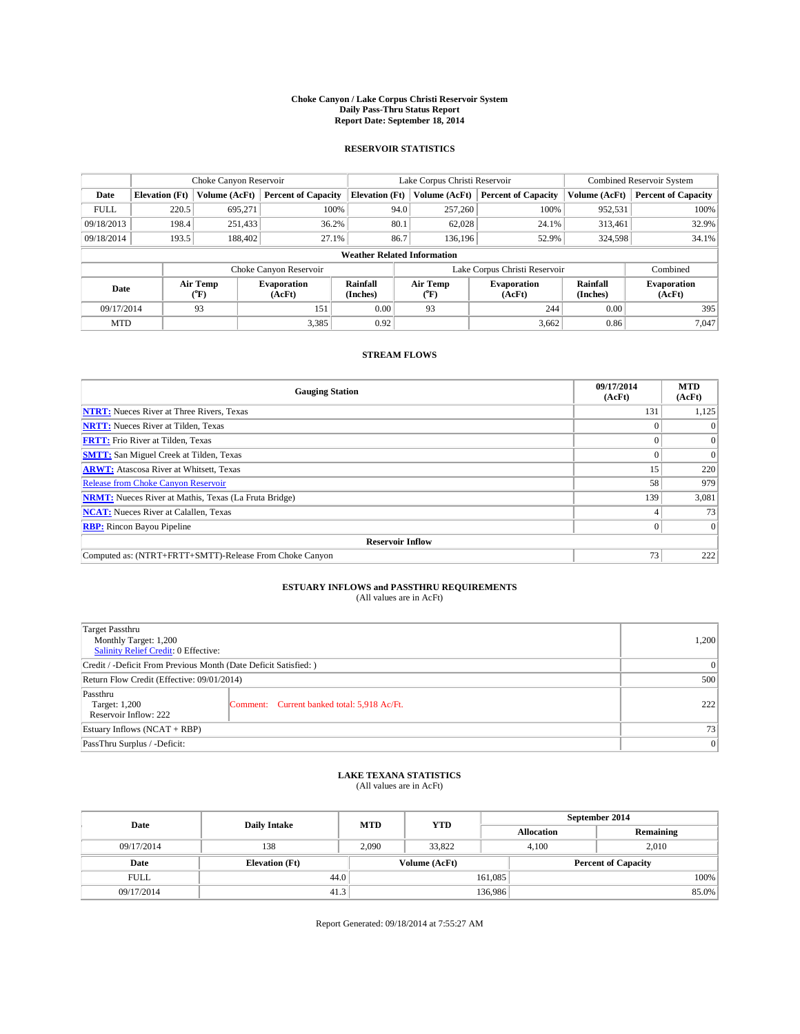**Choke Canyon / Lake Corpus Christi Reservoir System**
**Daily Pass-Thru Status Report**
**Report Date: September 18, 2014**

## RESERVOIR STATISTICS

| | Choke Canyon Reservoir | | | Lake Corpus Christi Reservoir | | | Combined Reservoir System | |
|---|---|---|---|---|---|---|---|---|
| Date | Elevation (Ft) | Volume (AcFt) | Percent of Capacity | Elevation (Ft) | Volume (AcFt) | Percent of Capacity | Volume (AcFt) | Percent of Capacity |
| FULL | 220.5 | 695,271 | 100% | 94.0 | 257,260 | 100% | 952,531 | 100% |
| 09/18/2013 | 198.4 | 251,433 | 36.2% | 80.1 | 62,028 | 24.1% | 313,461 | 32.9% |
| 09/18/2014 | 193.5 | 188,402 | 27.1% | 86.7 | 136,196 | 52.9% | 324,598 | 34.1% |

**Weather Related Information**

| | Choke Canyon Reservoir | | | Lake Corpus Christi Reservoir | | | Combined |
|---|---|---|---|---|---|---|---|
| Date | Air Temp (°F) | Evaporation (AcFt) | Rainfall (Inches) | Air Temp (°F) | Evaporation (AcFt) | Rainfall (Inches) | Evaporation (AcFt) |
| 09/17/2014 | 93 | 151 | 0.00 | 93 | 244 | 0.00 | 395 |
| MTD | | 3,385 | 0.92 | | 3,662 | 0.86 | 7,047 |

## STREAM FLOWS

| Gauging Station | 09/17/2014 (AcFt) | MTD (AcFt) |
|---|---|---|
| **NTRT:** Nueces River at Three Rivers, Texas | 131 | 1,125 |
| **NRTT:** Nueces River at Tilden, Texas | 0 | 0 |
| **FRTT:** Frio River at Tilden, Texas | 0 | 0 |
| **SMTT:** San Miguel Creek at Tilden, Texas | 0 | 0 |
| **ARWT:** Atascosa River at Whitsett, Texas | 15 | 220 |
| Release from Choke Canyon Reservoir | 58 | 979 |
| **NRMT:** Nueces River at Mathis, Texas (La Fruta Bridge) | 139 | 3,081 |
| **NCAT:** Nueces River at Calallen, Texas | 4 | 73 |
| **RBP:** Rincon Bayou Pipeline | 0 | 0 |
| **Reservoir Inflow** | | |
| Computed as: (NTRT+FRTT+SMTT)-Release From Choke Canyon | 73 | 222 |

## ESTUARY INFLOWS and PASSTHRU REQUIREMENTS

(All values are in AcFt)

| | | |
|---|---|---|
| Target Passthru<br>Monthly Target: 1,200<br>Salinity Relief Credit: 0 Effective: | | 1,200 |
| Credit / -Deficit From Previous Month (Date Deficit Satisfied: ) | | 0 |
| Return Flow Credit (Effective: 09/01/2014) | | 500 |
| Passthru<br>Target: 1,200<br>Reservoir Inflow: 222 | Comment: Current banked total: 5,918 Ac/Ft. | 222 |
| Estuary Inflows (NCAT + RBP) | | 73 |
| PassThru Surplus / -Deficit: | | 0 |

## LAKE TEXANA STATISTICS

(All values are in AcFt)

| Date | Daily Intake | MTD | YTD | September 2014 Allocation | September 2014 Remaining |
|---|---|---|---|---|---|
| 09/17/2014 | 138 | 2,090 | 33,822 | 4,100 | 2,010 |

| Date | Elevation (Ft) | Volume (AcFt) | Percent of Capacity |
|---|---|---|---|
| FULL | 44.0 | 161,085 | 100% |
| 09/17/2014 | 41.3 | 136,986 | 85.0% |

Report Generated: 09/18/2014 at 7:55:27 AM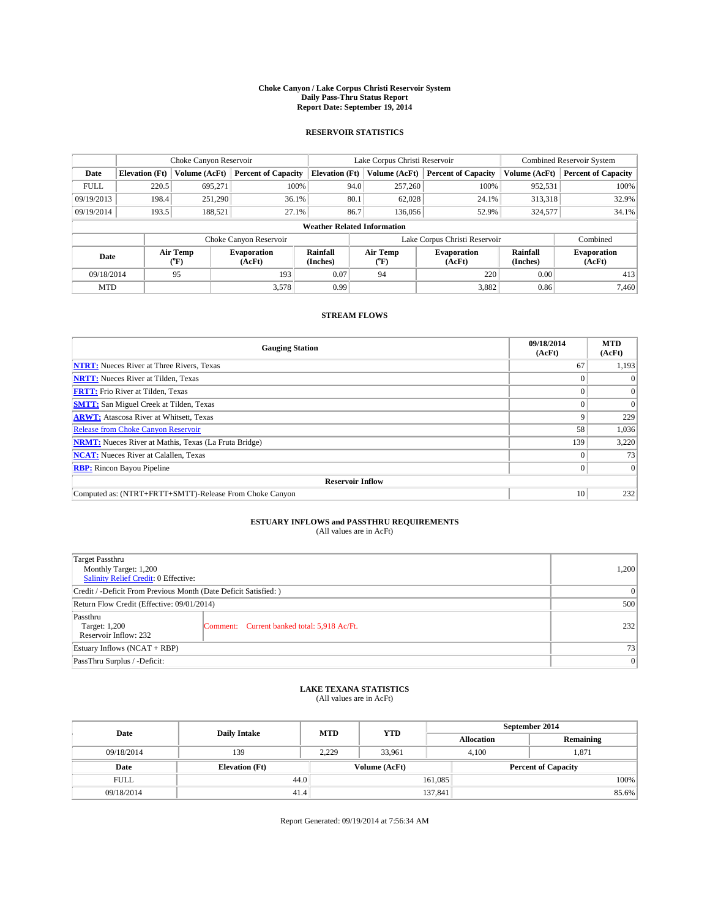# Choke Canyon / Lake Corpus Christi Reservoir System
## Daily Pass-Thru Status Report
### Report Date: September 19, 2014

## RESERVOIR STATISTICS

| | Choke Canyon Reservoir | | | Lake Corpus Christi Reservoir | | | Combined Reservoir System | |
|---|---|---|---|---|---|---|---|---|
| Date | Elevation (Ft) | Volume (AcFt) | Percent of Capacity | Elevation (Ft) | Volume (AcFt) | Percent of Capacity | Volume (AcFt) | Percent of Capacity |
| FULL | 220.5 | 695,271 | 100% | 94.0 | 257,260 | 100% | 952,531 | 100% |
| 09/19/2013 | 198.4 | 251,290 | 36.1% | 80.1 | 62,028 | 24.1% | 313,318 | 32.9% |
| 09/19/2014 | 193.5 | 188,521 | 27.1% | 86.7 | 136,056 | 52.9% | 324,577 | 34.1% |

**Weather Related Information**

| | Choke Canyon Reservoir | | | Lake Corpus Christi Reservoir | | | Combined |
|---|---|---|---|---|---|---|---|
| Date | Air Temp (°F) | Evaporation (AcFt) | Rainfall (Inches) | Air Temp (°F) | Evaporation (AcFt) | Rainfall (Inches) | Evaporation (AcFt) |
| 09/18/2014 | 95 | 193 | 0.07 | 94 | 220 | 0.00 | 413 |
| MTD | | 3,578 | 0.99 | | 3,882 | 0.86 | 7,460 |

## STREAM FLOWS

| Gauging Station | 09/18/2014 (AcFt) | MTD (AcFt) |
|---|---|---|
| **NTRT:** Nueces River at Three Rivers, Texas | 67 | 1,193 |
| **NRTT:** Nueces River at Tilden, Texas | 0 | 0 |
| **FRTT:** Frio River at Tilden, Texas | 0 | 0 |
| **SMTT:** San Miguel Creek at Tilden, Texas | 0 | 0 |
| **ARWT:** Atascosa River at Whitsett, Texas | 9 | 229 |
| Release from Choke Canyon Reservoir | 58 | 1,036 |
| **NRMT:** Nueces River at Mathis, Texas (La Fruta Bridge) | 139 | 3,220 |
| **NCAT:** Nueces River at Calallen, Texas | 0 | 73 |
| **RBP:** Rincon Bayou Pipeline | 0 | 0 |
| **Reservoir Inflow** | | |
| Computed as: (NTRT+FRTT+SMTT)-Release From Choke Canyon | 10 | 232 |

## ESTUARY INFLOWS and PASSTHRU REQUIREMENTS
(All values are in AcFt)

| | | |
|---|---|---|
| Target Passthru<br>Monthly Target: 1,200<br>Salinity Relief Credit: 0 Effective: | | 1,200 |
| Credit / -Deficit From Previous Month (Date Deficit Satisfied: ) | | 0 |
| Return Flow Credit (Effective: 09/01/2014) | | 500 |
| Passthru<br>Target: 1,200<br>Reservoir Inflow: 232 | Comment: Current banked total: 5,918 Ac/Ft. | 232 |
| Estuary Inflows (NCAT + RBP) | | 73 |
| PassThru Surplus / -Deficit: | | 0 |

## LAKE TEXANA STATISTICS
(All values are in AcFt)

| Date | Daily Intake | MTD | YTD | September 2014 Allocation | September 2014 Remaining |
|---|---|---|---|---|---|
| 09/18/2014 | 139 | 2,229 | 33,961 | 4,100 | 1,871 |

| Date | Elevation (Ft) | Volume (AcFt) | Percent of Capacity |
|---|---|---|---|
| FULL | 44.0 | 161,085 | 100% |
| 09/18/2014 | 41.4 | 137,841 | 85.6% |

Report Generated: 09/19/2014 at 7:56:34 AM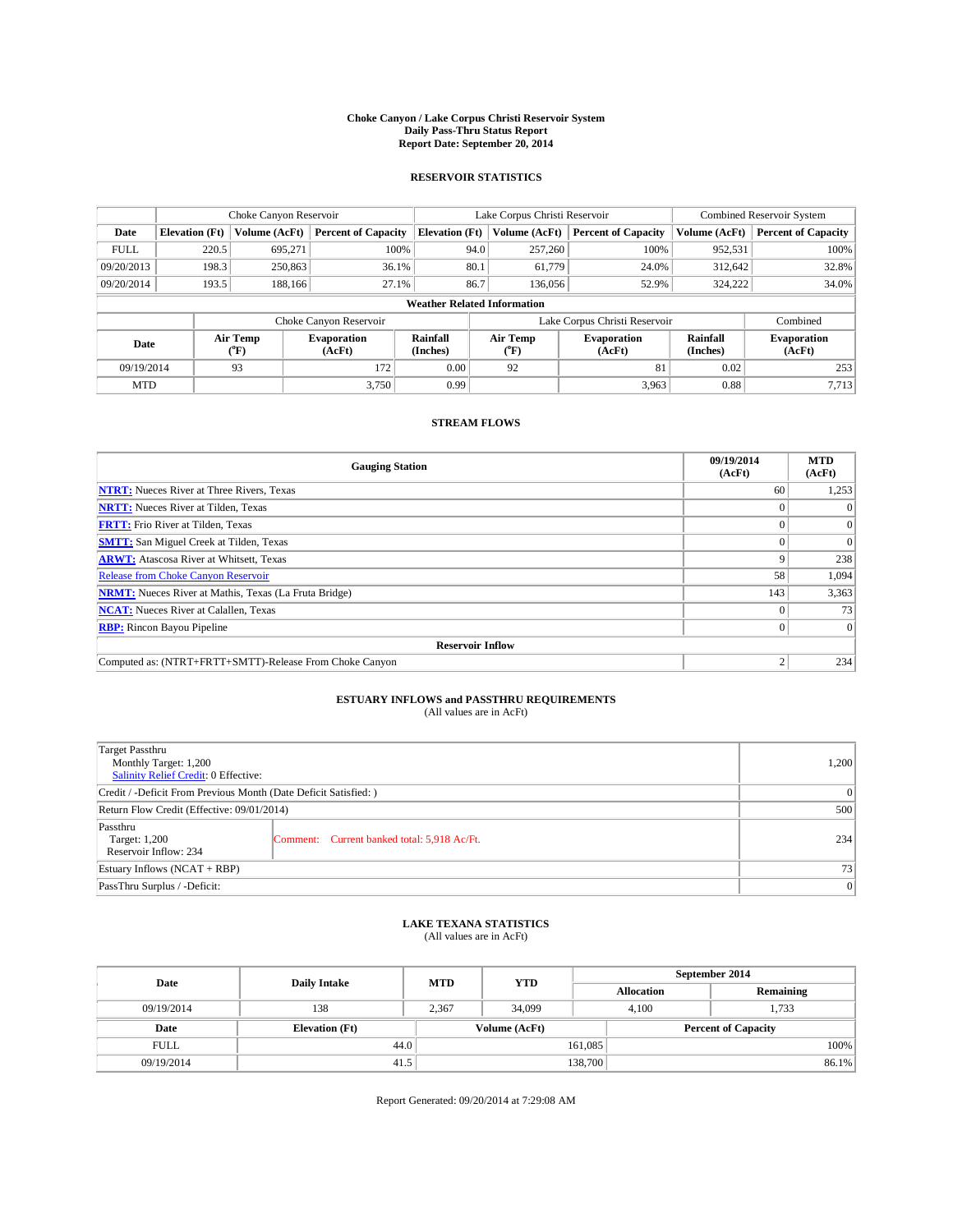**Choke Canyon / Lake Corpus Christi Reservoir System**
**Daily Pass-Thru Status Report**
**Report Date: September 20, 2014**

### RESERVOIR STATISTICS

| | Choke Canyon Reservoir | | | Lake Corpus Christi Reservoir | | | Combined Reservoir System | |
|---|---|---|---|---|---|---|---|---|
| Date | Elevation (Ft) | Volume (AcFt) | Percent of Capacity | Elevation (Ft) | Volume (AcFt) | Percent of Capacity | Volume (AcFt) | Percent of Capacity |
| FULL | 220.5 | 695,271 | 100% | 94.0 | 257,260 | 100% | 952,531 | 100% |
| 09/20/2013 | 198.3 | 250,863 | 36.1% | 80.1 | 61,779 | 24.0% | 312,642 | 32.8% |
| 09/20/2014 | 193.5 | 188,166 | 27.1% | 86.7 | 136,056 | 52.9% | 324,222 | 34.0% |

**Weather Related Information**

| | Choke Canyon Reservoir | | | Lake Corpus Christi Reservoir | | | Combined |
|---|---|---|---|---|---|---|---|
| Date | Air Temp (°F) | Evaporation (AcFt) | Rainfall (Inches) | Air Temp (°F) | Evaporation (AcFt) | Rainfall (Inches) | Evaporation (AcFt) |
| 09/19/2014 | 93 | 172 | 0.00 | 92 | 81 | 0.02 | 253 |
| MTD | | 3,750 | 0.99 | | 3,963 | 0.88 | 7,713 |

### STREAM FLOWS

| Gauging Station | 09/19/2014 (AcFt) | MTD (AcFt) |
|---|---|---|
| **NTRT:** Nueces River at Three Rivers, Texas | 60 | 1,253 |
| **NRTT:** Nueces River at Tilden, Texas | 0 | 0 |
| **FRTT:** Frio River at Tilden, Texas | 0 | 0 |
| **SMTT:** San Miguel Creek at Tilden, Texas | 0 | 0 |
| **ARWT:** Atascosa River at Whitsett, Texas | 9 | 238 |
| Release from Choke Canyon Reservoir | 58 | 1,094 |
| **NRMT:** Nueces River at Mathis, Texas (La Fruta Bridge) | 143 | 3,363 |
| **NCAT:** Nueces River at Calallen, Texas | 0 | 73 |
| **RBP:** Rincon Bayou Pipeline | 0 | 0 |
| **Reservoir Inflow** | | |
| Computed as: (NTRT+FRTT+SMTT)-Release From Choke Canyon | 2 | 234 |

### ESTUARY INFLOWS and PASSTHRU REQUIREMENTS
(All values are in AcFt)

| | |
|---|---|
| Target Passthru<br>Monthly Target: 1,200<br>Salinity Relief Credit: 0 Effective: | 1,200 |
| Credit / -Deficit From Previous Month (Date Deficit Satisfied: ) | 0 |
| Return Flow Credit (Effective: 09/01/2014) | 500 |
| Passthru<br>Target: 1,200<br>Reservoir Inflow: 234 — Comment: Current banked total: 5,918 Ac/Ft. | 234 |
| Estuary Inflows (NCAT + RBP) | 73 |
| PassThru Surplus / -Deficit: | 0 |

### LAKE TEXANA STATISTICS
(All values are in AcFt)

| Date | Daily Intake | MTD | YTD | September 2014 Allocation | September 2014 Remaining |
|---|---|---|---|---|---|
| 09/19/2014 | 138 | 2,367 | 34,099 | 4,100 | 1,733 |

| Date | Elevation (Ft) | Volume (AcFt) | Percent of Capacity |
|---|---|---|---|
| FULL | 44.0 | 161,085 | 100% |
| 09/19/2014 | 41.5 | 138,700 | 86.1% |

Report Generated: 09/20/2014 at 7:29:08 AM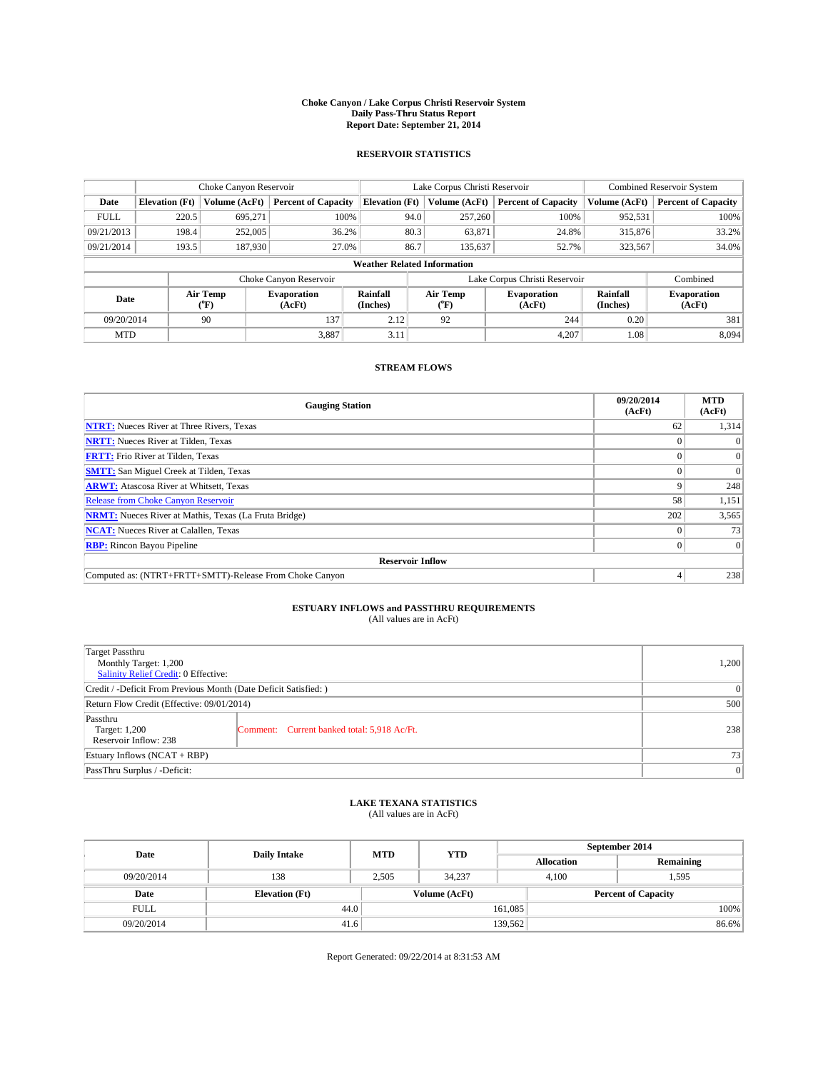# Choke Canyon / Lake Corpus Christi Reservoir System
## Daily Pass-Thru Status Report
### Report Date: September 21, 2014

## RESERVOIR STATISTICS

| | Choke Canyon Reservoir | | | Lake Corpus Christi Reservoir | | | Combined Reservoir System | |
|---|---|---|---|---|---|---|---|---|
| Date | Elevation (Ft) | Volume (AcFt) | Percent of Capacity | Elevation (Ft) | Volume (AcFt) | Percent of Capacity | Volume (AcFt) | Percent of Capacity |
| FULL | 220.5 | 695,271 | 100% | 94.0 | 257,260 | 100% | 952,531 | 100% |
| 09/21/2013 | 198.4 | 252,005 | 36.2% | 80.3 | 63,871 | 24.8% | 315,876 | 33.2% |
| 09/21/2014 | 193.5 | 187,930 | 27.0% | 86.7 | 135,637 | 52.7% | 323,567 | 34.0% |

**Weather Related Information**

| | Choke Canyon Reservoir | | | Lake Corpus Christi Reservoir | | | Combined |
|---|---|---|---|---|---|---|---|
| Date | Air Temp (°F) | Evaporation (AcFt) | Rainfall (Inches) | Air Temp (°F) | Evaporation (AcFt) | Rainfall (Inches) | Evaporation (AcFt) |
| 09/20/2014 | 90 | 137 | 2.12 | 92 | 244 | 0.20 | 381 |
| MTD | | 3,887 | 3.11 | | 4,207 | 1.08 | 8,094 |

## STREAM FLOWS

| Gauging Station | 09/20/2014 (AcFt) | MTD (AcFt) |
|---|---|---|
| **NTRT:** Nueces River at Three Rivers, Texas | 62 | 1,314 |
| **NRTT:** Nueces River at Tilden, Texas | 0 | 0 |
| **FRTT:** Frio River at Tilden, Texas | 0 | 0 |
| **SMTT:** San Miguel Creek at Tilden, Texas | 0 | 0 |
| **ARWT:** Atascosa River at Whitsett, Texas | 9 | 248 |
| Release from Choke Canyon Reservoir | 58 | 1,151 |
| **NRMT:** Nueces River at Mathis, Texas (La Fruta Bridge) | 202 | 3,565 |
| **NCAT:** Nueces River at Calallen, Texas | 0 | 73 |
| **RBP:** Rincon Bayou Pipeline | 0 | 0 |
| **Reservoir Inflow** | | |
| Computed as: (NTRT+FRTT+SMTT)-Release From Choke Canyon | 4 | 238 |

## ESTUARY INFLOWS and PASSTHRU REQUIREMENTS
(All values are in AcFt)

| | |
|---|---|
| Target Passthru<br>Monthly Target: 1,200<br>Salinity Relief Credit: 0 Effective: | 1,200 |
| Credit / -Deficit From Previous Month (Date Deficit Satisfied: ) | 0 |
| Return Flow Credit (Effective: 09/01/2014) | 500 |
| Passthru<br>Target: 1,200<br>Reservoir Inflow: 238<br>Comment: Current banked total: 5,918 Ac/Ft. | 238 |
| Estuary Inflows (NCAT + RBP) | 73 |
| PassThru Surplus / -Deficit: | 0 |

## LAKE TEXANA STATISTICS
(All values are in AcFt)

| Date | Daily Intake | MTD | YTD | September 2014 Allocation | September 2014 Remaining |
|---|---|---|---|---|---|
| 09/20/2014 | 138 | 2,505 | 34,237 | 4,100 | 1,595 |

| Date | Elevation (Ft) | Volume (AcFt) | Percent of Capacity |
|---|---|---|---|
| FULL | 44.0 | 161,085 | 100% |
| 09/20/2014 | 41.6 | 139,562 | 86.6% |

Report Generated: 09/22/2014 at 8:31:53 AM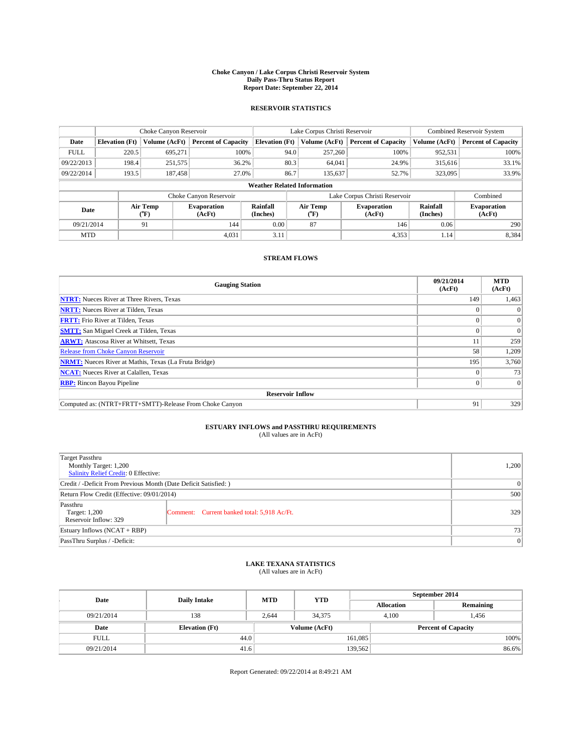# Choke Canyon / Lake Corpus Christi Reservoir System
## Daily Pass-Thru Status Report
## Report Date: September 22, 2014

### RESERVOIR STATISTICS

| | Choke Canyon Reservoir | | | Lake Corpus Christi Reservoir | | | Combined Reservoir System | |
|---|---|---|---|---|---|---|---|---|
| Date | Elevation (Ft) | Volume (AcFt) | Percent of Capacity | Elevation (Ft) | Volume (AcFt) | Percent of Capacity | Volume (AcFt) | Percent of Capacity |
| FULL | 220.5 | 695,271 | 100% | 94.0 | 257,260 | 100% | 952,531 | 100% |
| 09/22/2013 | 198.4 | 251,575 | 36.2% | 80.3 | 64,041 | 24.9% | 315,616 | 33.1% |
| 09/22/2014 | 193.5 | 187,458 | 27.0% | 86.7 | 135,637 | 52.7% | 323,095 | 33.9% |

**Weather Related Information**

| | Choke Canyon Reservoir | | | Lake Corpus Christi Reservoir | | | Combined |
|---|---|---|---|---|---|---|---|
| Date | Air Temp (°F) | Evaporation (AcFt) | Rainfall (Inches) | Air Temp (°F) | Evaporation (AcFt) | Rainfall (Inches) | Evaporation (AcFt) |
| 09/21/2014 | 91 | 144 | 0.00 | 87 | 146 | 0.06 | 290 |
| MTD | | 4,031 | 3.11 | | 4,353 | 1.14 | 8,384 |

### STREAM FLOWS

| Gauging Station | 09/21/2014 (AcFt) | MTD (AcFt) |
|---|---|---|
| NTRT: Nueces River at Three Rivers, Texas | 149 | 1,463 |
| NRTT: Nueces River at Tilden, Texas | 0 | 0 |
| FRTT: Frio River at Tilden, Texas | 0 | 0 |
| SMTT: San Miguel Creek at Tilden, Texas | 0 | 0 |
| ARWT: Atascosa River at Whitsett, Texas | 11 | 259 |
| Release from Choke Canyon Reservoir | 58 | 1,209 |
| NRMT: Nueces River at Mathis, Texas (La Fruta Bridge) | 195 | 3,760 |
| NCAT: Nueces River at Calallen, Texas | 0 | 73 |
| RBP: Rincon Bayou Pipeline | 0 | 0 |
| **Reservoir Inflow** | | |
| Computed as: (NTRT+FRTT+SMTT)-Release From Choke Canyon | 91 | 329 |

### ESTUARY INFLOWS and PASSTHRU REQUIREMENTS
(All values are in AcFt)

| | | |
|---|---|---|
| Target Passthru<br>Monthly Target: 1,200<br>Salinity Relief Credit: 0 Effective: | | 1,200 |
| Credit / -Deficit From Previous Month (Date Deficit Satisfied: ) | | 0 |
| Return Flow Credit (Effective: 09/01/2014) | | 500 |
| Passthru<br>Target: 1,200<br>Reservoir Inflow: 329 | Comment: Current banked total: 5,918 Ac/Ft. | 329 |
| Estuary Inflows (NCAT + RBP) | | 73 |
| PassThru Surplus / -Deficit: | | 0 |

### LAKE TEXANA STATISTICS
(All values are in AcFt)

| Date | Daily Intake | MTD | YTD | September 2014 Allocation | September 2014 Remaining |
|---|---|---|---|---|---|
| 09/21/2014 | 138 | 2,644 | 34,375 | 4,100 | 1,456 |

| Date | Elevation (Ft) | Volume (AcFt) | Percent of Capacity |
|---|---|---|---|
| FULL | 44.0 | 161,085 | 100% |
| 09/21/2014 | 41.6 | 139,562 | 86.6% |

Report Generated: 09/22/2014 at 8:49:21 AM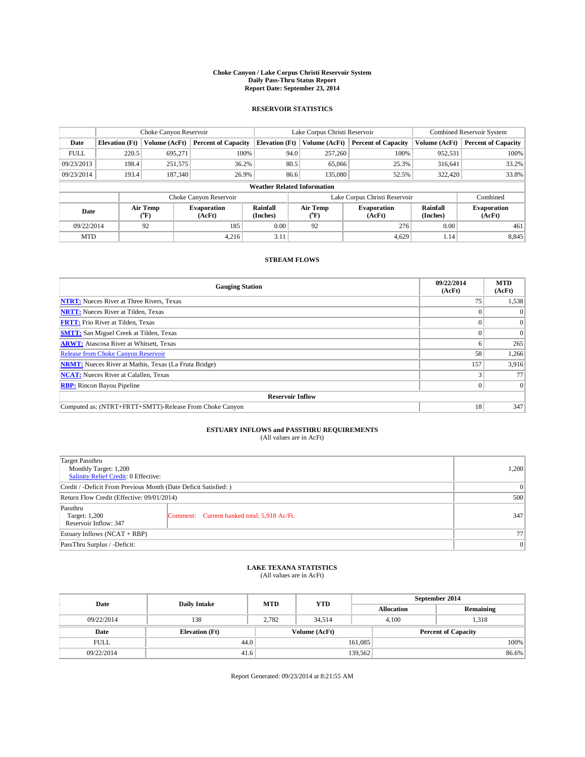**Choke Canyon / Lake Corpus Christi Reservoir System**
**Daily Pass-Thru Status Report**
**Report Date: September 23, 2014**

## RESERVOIR STATISTICS

| | Choke Canyon Reservoir | | | Lake Corpus Christi Reservoir | | | Combined Reservoir System | |
|---|---|---|---|---|---|---|---|---|
| Date | Elevation (Ft) | Volume (AcFt) | Percent of Capacity | Elevation (Ft) | Volume (AcFt) | Percent of Capacity | Volume (AcFt) | Percent of Capacity |
| FULL | 220.5 | 695,271 | 100% | 94.0 | 257,260 | 100% | 952,531 | 100% |
| 09/23/2013 | 198.4 | 251,575 | 36.2% | 80.5 | 65,066 | 25.3% | 316,641 | 33.2% |
| 09/23/2014 | 193.4 | 187,340 | 26.9% | 86.6 | 135,080 | 52.5% | 322,420 | 33.8% |

**Weather Related Information**

| | Choke Canyon Reservoir | | | Lake Corpus Christi Reservoir | | | Combined |
|---|---|---|---|---|---|---|---|
| Date | Air Temp (°F) | Evaporation (AcFt) | Rainfall (Inches) | Air Temp (°F) | Evaporation (AcFt) | Rainfall (Inches) | Evaporation (AcFt) |
| 09/22/2014 | 92 | 185 | 0.00 | 92 | 276 | 0.00 | 461 |
| MTD | | 4,216 | 3.11 | | 4,629 | 1.14 | 8,845 |

## STREAM FLOWS

| Gauging Station | 09/22/2014 (AcFt) | MTD (AcFt) |
|---|---|---|
| **NTRT:** Nueces River at Three Rivers, Texas | 75 | 1,538 |
| **NRTT:** Nueces River at Tilden, Texas | 0 | 0 |
| **FRTT:** Frio River at Tilden, Texas | 0 | 0 |
| **SMTT:** San Miguel Creek at Tilden, Texas | 0 | 0 |
| **ARWT:** Atascosa River at Whitsett, Texas | 6 | 265 |
| Release from Choke Canyon Reservoir | 58 | 1,266 |
| **NRMT:** Nueces River at Mathis, Texas (La Fruta Bridge) | 157 | 3,916 |
| **NCAT:** Nueces River at Calallen, Texas | 3 | 77 |
| **RBP:** Rincon Bayou Pipeline | 0 | 0 |
| **Reservoir Inflow** | | |
| Computed as: (NTRT+FRTT+SMTT)-Release From Choke Canyon | 18 | 347 |

## ESTUARY INFLOWS and PASSTHRU REQUIREMENTS
(All values are in AcFt)

| | | |
|---|---|---|
| Target Passthru<br>Monthly Target: 1,200<br>Salinity Relief Credit: 0 Effective: | | 1,200 |
| Credit / -Deficit From Previous Month (Date Deficit Satisfied: ) | | 0 |
| Return Flow Credit (Effective: 09/01/2014) | | 500 |
| Passthru<br>Target: 1,200<br>Reservoir Inflow: 347 | Comment: Current banked total: 5,918 Ac/Ft. | 347 |
| Estuary Inflows (NCAT + RBP) | | 77 |
| PassThru Surplus / -Deficit: | | 0 |

## LAKE TEXANA STATISTICS
(All values are in AcFt)

| Date | Daily Intake | MTD | YTD | September 2014 Allocation | September 2014 Remaining |
|---|---|---|---|---|---|
| 09/22/2014 | 138 | 2,782 | 34,514 | 4,100 | 1,318 |

| Date | Elevation (Ft) | Volume (AcFt) | Percent of Capacity |
|---|---|---|---|
| FULL | 44.0 | 161,085 | 100% |
| 09/22/2014 | 41.6 | 139,562 | 86.6% |

Report Generated: 09/23/2014 at 8:21:55 AM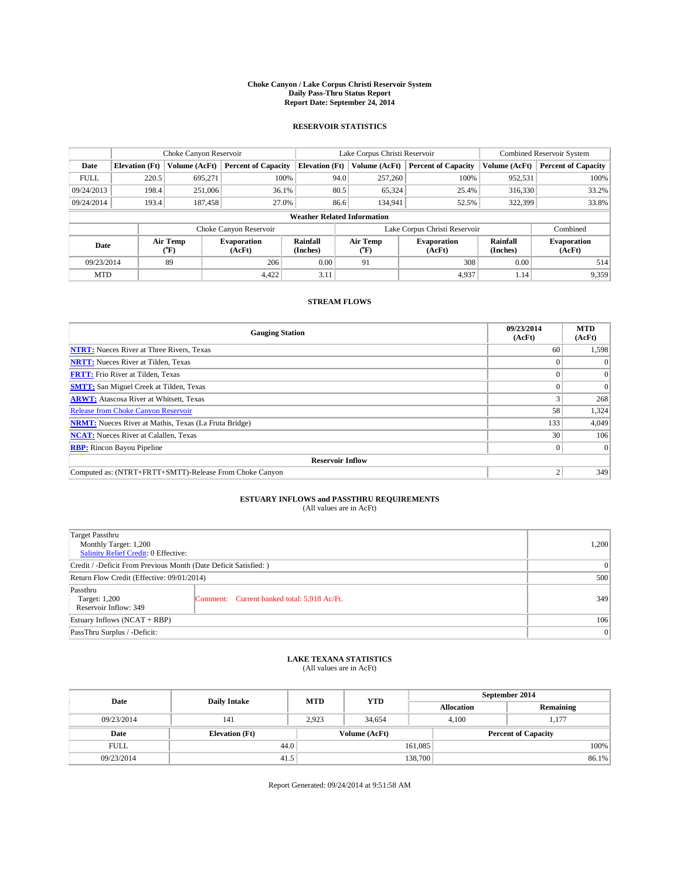**Choke Canyon / Lake Corpus Christi Reservoir System**
**Daily Pass-Thru Status Report**
**Report Date: September 24, 2014**

## RESERVOIR STATISTICS

| | Choke Canyon Reservoir | | | Lake Corpus Christi Reservoir | | | Combined Reservoir System | |
|---|---|---|---|---|---|---|---|---|
| **Date** | **Elevation (Ft)** | **Volume (AcFt)** | **Percent of Capacity** | **Elevation (Ft)** | **Volume (AcFt)** | **Percent of Capacity** | **Volume (AcFt)** | **Percent of Capacity** |
| FULL | 220.5 | 695,271 | 100% | 94.0 | 257,260 | 100% | 952,531 | 100% |
| 09/24/2013 | 198.4 | 251,006 | 36.1% | 80.5 | 65,324 | 25.4% | 316,330 | 33.2% |
| 09/24/2014 | 193.4 | 187,458 | 27.0% | 86.6 | 134,941 | 52.5% | 322,399 | 33.8% |

**Weather Related Information**

| | Choke Canyon Reservoir | | | Lake Corpus Christi Reservoir | | | Combined |
|---|---|---|---|---|---|---|---|
| **Date** | **Air Temp (°F)** | **Evaporation (AcFt)** | **Rainfall (Inches)** | **Air Temp (°F)** | **Evaporation (AcFt)** | **Rainfall (Inches)** | **Evaporation (AcFt)** |
| 09/23/2014 | 89 | 206 | 0.00 | 91 | 308 | 0.00 | 514 |
| MTD | | 4,422 | 3.11 | | 4,937 | 1.14 | 9,359 |

## STREAM FLOWS

| Gauging Station | 09/23/2014 (AcFt) | MTD (AcFt) |
|---|---|---|
| **NTRT:** Nueces River at Three Rivers, Texas | 60 | 1,598 |
| **NRTT:** Nueces River at Tilden, Texas | 0 | 0 |
| **FRTT:** Frio River at Tilden, Texas | 0 | 0 |
| **SMTT:** San Miguel Creek at Tilden, Texas | 0 | 0 |
| **ARWT:** Atascosa River at Whitsett, Texas | 3 | 268 |
| Release from Choke Canyon Reservoir | 58 | 1,324 |
| **NRMT:** Nueces River at Mathis, Texas (La Fruta Bridge) | 133 | 4,049 |
| **NCAT:** Nueces River at Calallen, Texas | 30 | 106 |
| **RBP:** Rincon Bayou Pipeline | 0 | 0 |
| **Reservoir Inflow** | | |
| Computed as: (NTRT+FRTT+SMTT)-Release From Choke Canyon | 2 | 349 |

## ESTUARY INFLOWS and PASSTHRU REQUIREMENTS

(All values are in AcFt)

| | | |
|---|---|---|
| Target Passthru<br>Monthly Target: 1,200<br>Salinity Relief Credit: 0 Effective: | | 1,200 |
| Credit / -Deficit From Previous Month (Date Deficit Satisfied: ) | | 0 |
| Return Flow Credit (Effective: 09/01/2014) | | 500 |
| Passthru<br>Target: 1,200<br>Reservoir Inflow: 349 | Comment: Current banked total: 5,918 Ac/Ft. | 349 |
| Estuary Inflows (NCAT + RBP) | | 106 |
| PassThru Surplus / -Deficit: | | 0 |

## LAKE TEXANA STATISTICS

(All values are in AcFt)

| Date | Daily Intake | MTD | YTD | September 2014 Allocation | Remaining |
|---|---|---|---|---|---|
| 09/23/2014 | 141 | 2,923 | 34,654 | 4,100 | 1,177 |

| Date | Elevation (Ft) | Volume (AcFt) | Percent of Capacity |
|---|---|---|---|
| FULL | 44.0 | 161,085 | 100% |
| 09/23/2014 | 41.5 | 138,700 | 86.1% |

Report Generated: 09/24/2014 at 9:51:58 AM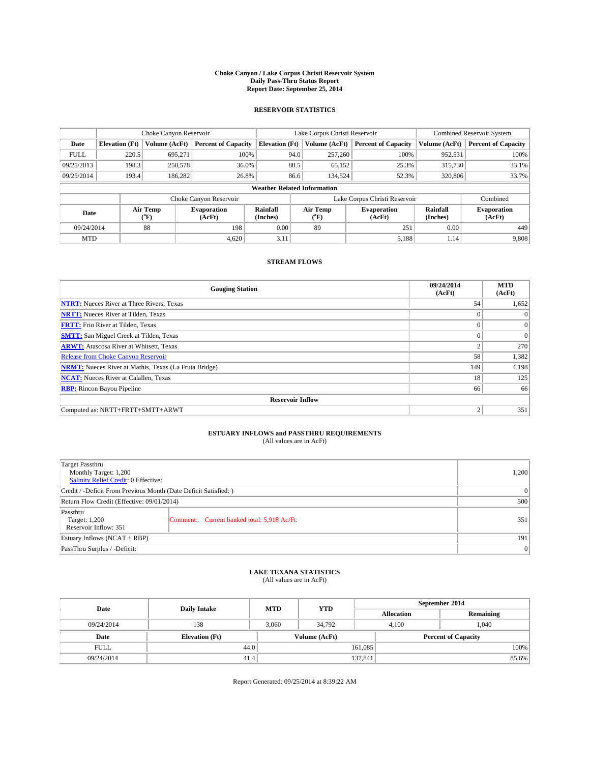# Choke Canyon / Lake Corpus Christi Reservoir System
## Daily Pass-Thru Status Report
### Report Date: September 25, 2014

## RESERVOIR STATISTICS

| | Choke Canyon Reservoir | | | Lake Corpus Christi Reservoir | | | Combined Reservoir System | |
|---|---|---|---|---|---|---|---|---|
| Date | Elevation (Ft) | Volume (AcFt) | Percent of Capacity | Elevation (Ft) | Volume (AcFt) | Percent of Capacity | Volume (AcFt) | Percent of Capacity |
| FULL | 220.5 | 695,271 | 100% | 94.0 | 257,260 | 100% | 952,531 | 100% |
| 09/25/2013 | 198.3 | 250,578 | 36.0% | 80.5 | 65,152 | 25.3% | 315,730 | 33.1% |
| 09/25/2014 | 193.4 | 186,282 | 26.8% | 86.6 | 134,524 | 52.3% | 320,806 | 33.7% |

**Weather Related Information**

| | Choke Canyon Reservoir | | | Lake Corpus Christi Reservoir | | | Combined |
|---|---|---|---|---|---|---|---|
| Date | Air Temp (°F) | Evaporation (AcFt) | Rainfall (Inches) | Air Temp (°F) | Evaporation (AcFt) | Rainfall (Inches) | Evaporation (AcFt) |
| 09/24/2014 | 88 | 198 | 0.00 | 89 | 251 | 0.00 | 449 |
| MTD | | 4,620 | 3.11 | | 5,188 | 1.14 | 9,808 |

## STREAM FLOWS

| Gauging Station | 09/24/2014 (AcFt) | MTD (AcFt) |
|---|---|---|
| **NTRT:** Nueces River at Three Rivers, Texas | 54 | 1,652 |
| **NRTT:** Nueces River at Tilden, Texas | 0 | 0 |
| **FRTT:** Frio River at Tilden, Texas | 0 | 0 |
| **SMTT:** San Miguel Creek at Tilden, Texas | 0 | 0 |
| **ARWT:** Atascosa River at Whitsett, Texas | 2 | 270 |
| Release from Choke Canyon Reservoir | 58 | 1,382 |
| **NRMT:** Nueces River at Mathis, Texas (La Fruta Bridge) | 149 | 4,198 |
| **NCAT:** Nueces River at Calallen, Texas | 18 | 125 |
| **RBP:** Rincon Bayou Pipeline | 66 | 66 |
| **Reservoir Inflow** | | |
| Computed as: NRTT+FRTT+SMTT+ARWT | 2 | 351 |

## ESTUARY INFLOWS and PASSTHRU REQUIREMENTS
(All values are in AcFt)

| | | |
|---|---|---|
| Target Passthru<br>Monthly Target: 1,200<br>Salinity Relief Credit: 0 Effective: | | 1,200 |
| Credit / -Deficit From Previous Month (Date Deficit Satisfied: ) | | 0 |
| Return Flow Credit (Effective: 09/01/2014) | | 500 |
| Passthru<br>Target: 1,200<br>Reservoir Inflow: 351 | Comment: Current banked total: 5,918 Ac/Ft. | 351 |
| Estuary Inflows (NCAT + RBP) | | 191 |
| PassThru Surplus / -Deficit: | | 0 |

## LAKE TEXANA STATISTICS
(All values are in AcFt)

| Date | Daily Intake | MTD | YTD | September 2014 Allocation | September 2014 Remaining |
|---|---|---|---|---|---|
| 09/24/2014 | 138 | 3,060 | 34,792 | 4,100 | 1,040 |

| Date | Elevation (Ft) | Volume (AcFt) | Percent of Capacity |
|---|---|---|---|
| FULL | 44.0 | 161,085 | 100% |
| 09/24/2014 | 41.4 | 137,841 | 85.6% |

Report Generated: 09/25/2014 at 8:39:22 AM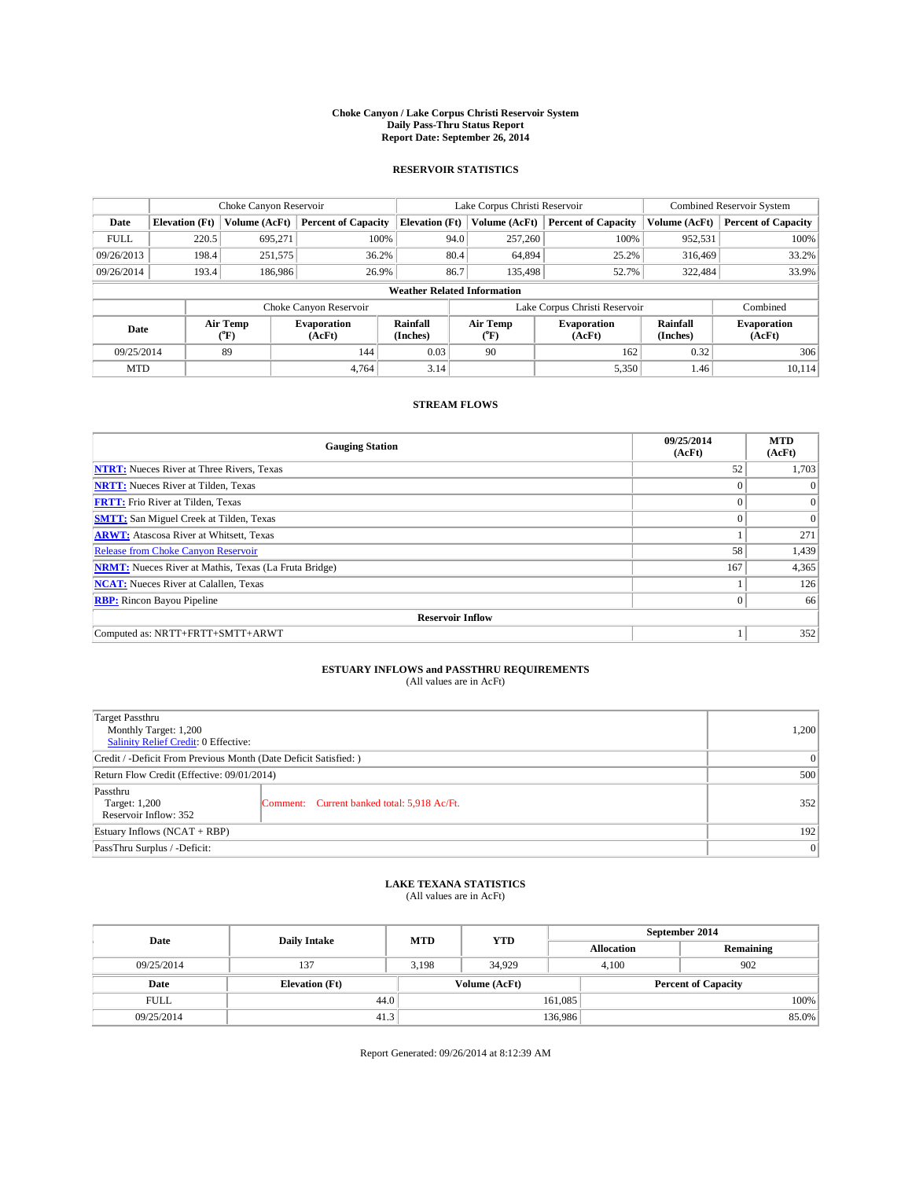# Choke Canyon / Lake Corpus Christi Reservoir System
## Daily Pass-Thru Status Report
## Report Date: September 26, 2014

### RESERVOIR STATISTICS

| | Choke Canyon Reservoir | | | Lake Corpus Christi Reservoir | | | Combined Reservoir System | |
|---|---|---|---|---|---|---|---|---|
| Date | Elevation (Ft) | Volume (AcFt) | Percent of Capacity | Elevation (Ft) | Volume (AcFt) | Percent of Capacity | Volume (AcFt) | Percent of Capacity |
| FULL | 220.5 | 695,271 | 100% | 94.0 | 257,260 | 100% | 952,531 | 100% |
| 09/26/2013 | 198.4 | 251,575 | 36.2% | 80.4 | 64,894 | 25.2% | 316,469 | 33.2% |
| 09/26/2014 | 193.4 | 186,986 | 26.9% | 86.7 | 135,498 | 52.7% | 322,484 | 33.9% |

**Weather Related Information**

| | Choke Canyon Reservoir | | | Lake Corpus Christi Reservoir | | | Combined |
|---|---|---|---|---|---|---|---|
| Date | Air Temp (°F) | Evaporation (AcFt) | Rainfall (Inches) | Air Temp (°F) | Evaporation (AcFt) | Rainfall (Inches) | Evaporation (AcFt) |
| 09/25/2014 | 89 | 144 | 0.03 | 90 | 162 | 0.32 | 306 |
| MTD | | 4,764 | 3.14 | | 5,350 | 1.46 | 10,114 |

### STREAM FLOWS

| Gauging Station | 09/25/2014 (AcFt) | MTD (AcFt) |
|---|---|---|
| **NTRT:** Nueces River at Three Rivers, Texas | 52 | 1,703 |
| **NRTT:** Nueces River at Tilden, Texas | 0 | 0 |
| **FRTT:** Frio River at Tilden, Texas | 0 | 0 |
| **SMTT:** San Miguel Creek at Tilden, Texas | 0 | 0 |
| **ARWT:** Atascosa River at Whitsett, Texas | 1 | 271 |
| Release from Choke Canyon Reservoir | 58 | 1,439 |
| **NRMT:** Nueces River at Mathis, Texas (La Fruta Bridge) | 167 | 4,365 |
| **NCAT:** Nueces River at Calallen, Texas | 1 | 126 |
| **RBP:** Rincon Bayou Pipeline | 0 | 66 |
| **Reservoir Inflow** | | |
| Computed as: NRTT+FRTT+SMTT+ARWT | 1 | 352 |

### ESTUARY INFLOWS and PASSTHRU REQUIREMENTS
(All values are in AcFt)

| | | |
|---|---|---|
| Target Passthru<br>Monthly Target: 1,200<br>Salinity Relief Credit: 0 Effective: | | 1,200 |
| Credit / -Deficit From Previous Month (Date Deficit Satisfied: ) | | 0 |
| Return Flow Credit (Effective: 09/01/2014) | | 500 |
| Passthru<br>Target: 1,200<br>Reservoir Inflow: 352 | Comment: Current banked total: 5,918 Ac/Ft. | 352 |
| Estuary Inflows (NCAT + RBP) | | 192 |
| PassThru Surplus / -Deficit: | | 0 |

### LAKE TEXANA STATISTICS
(All values are in AcFt)

| Date | Daily Intake | MTD | YTD | September 2014 Allocation | Remaining |
|---|---|---|---|---|---|
| 09/25/2014 | 137 | 3,198 | 34,929 | 4,100 | 902 |

| Date | Elevation (Ft) | Volume (AcFt) | Percent of Capacity |
|---|---|---|---|
| FULL | 44.0 | 161,085 | 100% |
| 09/25/2014 | 41.3 | 136,986 | 85.0% |

Report Generated: 09/26/2014 at 8:12:39 AM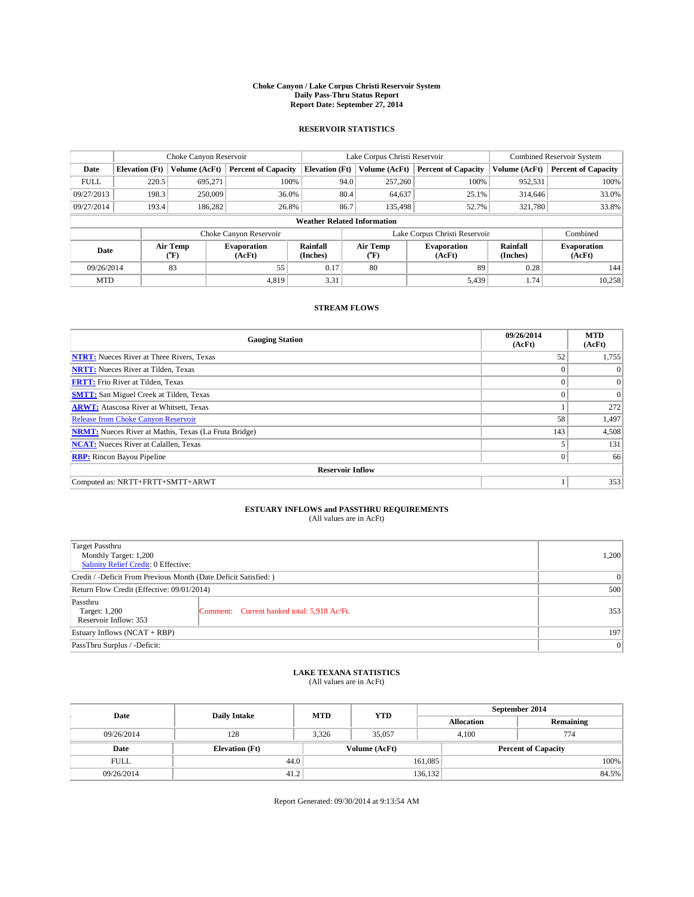**Choke Canyon / Lake Corpus Christi Reservoir System**
**Daily Pass-Thru Status Report**
**Report Date: September 27, 2014**

### RESERVOIR STATISTICS

| | Choke Canyon Reservoir | | | Lake Corpus Christi Reservoir | | | Combined Reservoir System | |
|---|---|---|---|---|---|---|---|---|
| **Date** | **Elevation (Ft)** | **Volume (AcFt)** | **Percent of Capacity** | **Elevation (Ft)** | **Volume (AcFt)** | **Percent of Capacity** | **Volume (AcFt)** | **Percent of Capacity** |
| FULL | 220.5 | 695,271 | 100% | 94.0 | 257,260 | 100% | 952,531 | 100% |
| 09/27/2013 | 198.3 | 250,009 | 36.0% | 80.4 | 64,637 | 25.1% | 314,646 | 33.0% |
| 09/27/2014 | 193.4 | 186,282 | 26.8% | 86.7 | 135,498 | 52.7% | 321,780 | 33.8% |

**Weather Related Information**

| | Choke Canyon Reservoir | | | Lake Corpus Christi Reservoir | | | Combined |
|---|---|---|---|---|---|---|---|
| **Date** | **Air Temp (°F)** | **Evaporation (AcFt)** | **Rainfall (Inches)** | **Air Temp (°F)** | **Evaporation (AcFt)** | **Rainfall (Inches)** | **Evaporation (AcFt)** |
| 09/26/2014 | 83 | 55 | 0.17 | 80 | 89 | 0.28 | 144 |
| MTD | | 4,819 | 3.31 | | 5,439 | 1.74 | 10,258 |

### STREAM FLOWS

| Gauging Station | 09/26/2014 (AcFt) | MTD (AcFt) |
|---|---|---|
| **NTRT:** Nueces River at Three Rivers, Texas | 52 | 1,755 |
| **NRTT:** Nueces River at Tilden, Texas | 0 | 0 |
| **FRTT:** Frio River at Tilden, Texas | 0 | 0 |
| **SMTT:** San Miguel Creek at Tilden, Texas | 0 | 0 |
| **ARWT:** Atascosa River at Whitsett, Texas | 1 | 272 |
| Release from Choke Canyon Reservoir | 58 | 1,497 |
| **NRMT:** Nueces River at Mathis, Texas (La Fruta Bridge) | 143 | 4,508 |
| **NCAT:** Nueces River at Calallen, Texas | 5 | 131 |
| **RBP:** Rincon Bayou Pipeline | 0 | 66 |
| **Reservoir Inflow** | | |
| Computed as: NRTT+FRTT+SMTT+ARWT | 1 | 353 |

### ESTUARY INFLOWS and PASSTHRU REQUIREMENTS
(All values are in AcFt)

| | |
|---|---|
| Target Passthru<br>Monthly Target: 1,200<br>Salinity Relief Credit: 0 Effective: | 1,200 |
| Credit / -Deficit From Previous Month (Date Deficit Satisfied: ) | 0 |
| Return Flow Credit (Effective: 09/01/2014) | 500 |
| Passthru<br>Target: 1,200<br>Reservoir Inflow: 353 — Comment: Current banked total: 5,918 Ac/Ft. | 353 |
| Estuary Inflows (NCAT + RBP) | 197 |
| PassThru Surplus / -Deficit: | 0 |

### LAKE TEXANA STATISTICS
(All values are in AcFt)

| Date | Daily Intake | MTD | YTD | September 2014 Allocation | September 2014 Remaining |
|---|---|---|---|---|---|
| 09/26/2014 | 128 | 3,326 | 35,057 | 4,100 | 774 |

| Date | Elevation (Ft) | Volume (AcFt) | Percent of Capacity |
|---|---|---|---|
| FULL | 44.0 | 161,085 | 100% |
| 09/26/2014 | 41.2 | 136,132 | 84.5% |

Report Generated: 09/30/2014 at 9:13:54 AM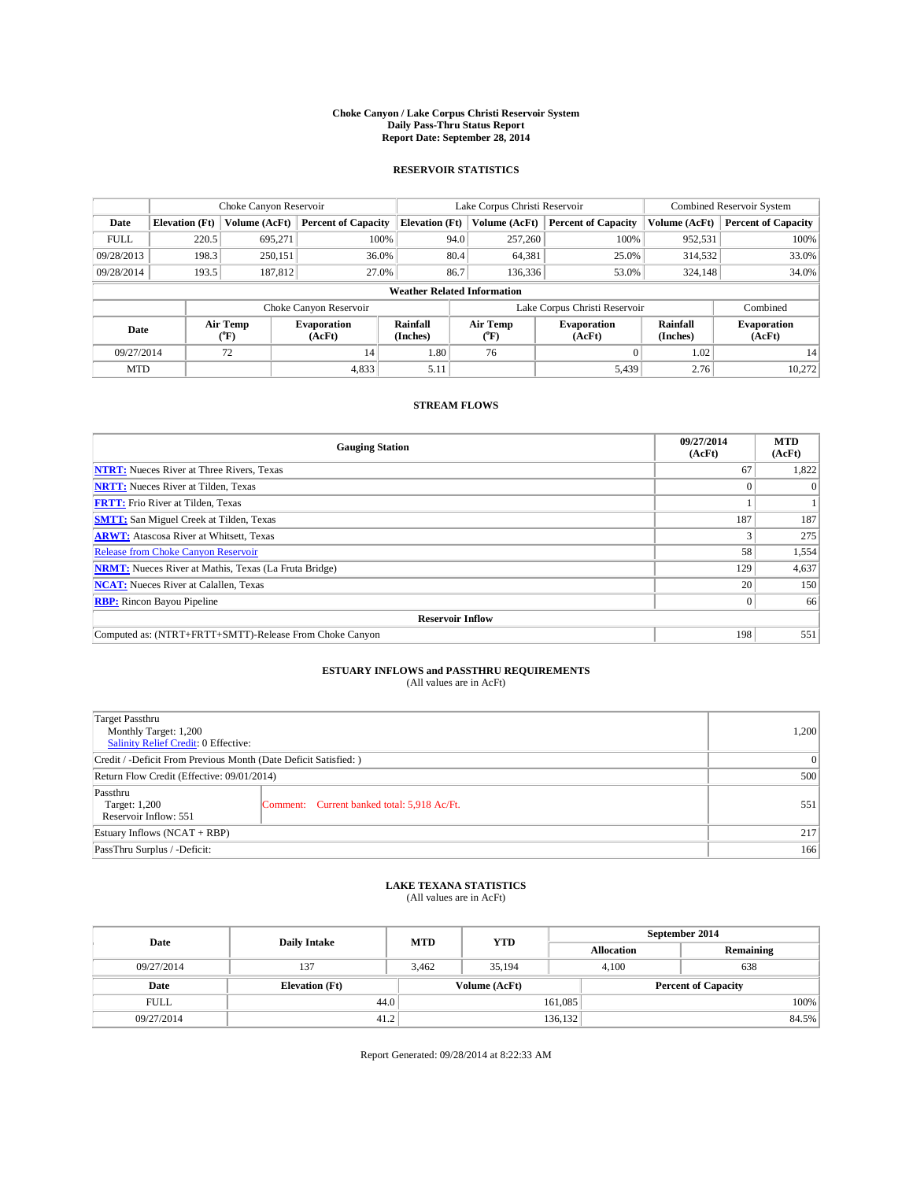**Choke Canyon / Lake Corpus Christi Reservoir System**
**Daily Pass-Thru Status Report**
**Report Date: September 28, 2014**

## RESERVOIR STATISTICS

| | Choke Canyon Reservoir | | | Lake Corpus Christi Reservoir | | | Combined Reservoir System | |
|---|---|---|---|---|---|---|---|---|
| Date | Elevation (Ft) | Volume (AcFt) | Percent of Capacity | Elevation (Ft) | Volume (AcFt) | Percent of Capacity | Volume (AcFt) | Percent of Capacity |
| FULL | 220.5 | 695,271 | 100% | 94.0 | 257,260 | 100% | 952,531 | 100% |
| 09/28/2013 | 198.3 | 250,151 | 36.0% | 80.4 | 64,381 | 25.0% | 314,532 | 33.0% |
| 09/28/2014 | 193.5 | 187,812 | 27.0% | 86.7 | 136,336 | 53.0% | 324,148 | 34.0% |

**Weather Related Information**

| | Choke Canyon Reservoir | | | Lake Corpus Christi Reservoir | | | Combined |
|---|---|---|---|---|---|---|---|
| Date | Air Temp (°F) | Evaporation (AcFt) | Rainfall (Inches) | Air Temp (°F) | Evaporation (AcFt) | Rainfall (Inches) | Evaporation (AcFt) |
| 09/27/2014 | 72 | 14 | 1.80 | 76 | 0 | 1.02 | 14 |
| MTD | | 4,833 | 5.11 | | 5,439 | 2.76 | 10,272 |

## STREAM FLOWS

| Gauging Station | 09/27/2014 (AcFt) | MTD (AcFt) |
|---|---|---|
| **NTRT:** Nueces River at Three Rivers, Texas | 67 | 1,822 |
| **NRTT:** Nueces River at Tilden, Texas | 0 | 0 |
| **FRTT:** Frio River at Tilden, Texas | 1 | 1 |
| **SMTT:** San Miguel Creek at Tilden, Texas | 187 | 187 |
| **ARWT:** Atascosa River at Whitsett, Texas | 3 | 275 |
| Release from Choke Canyon Reservoir | 58 | 1,554 |
| **NRMT:** Nueces River at Mathis, Texas (La Fruta Bridge) | 129 | 4,637 |
| **NCAT:** Nueces River at Calallen, Texas | 20 | 150 |
| **RBP:** Rincon Bayou Pipeline | 0 | 66 |
| **Reservoir Inflow** | | |
| Computed as: (NTRT+FRTT+SMTT)-Release From Choke Canyon | 198 | 551 |

## ESTUARY INFLOWS and PASSTHRU REQUIREMENTS
(All values are in AcFt)

| | | |
|---|---|---|
| Target Passthru<br>Monthly Target: 1,200<br>Salinity Relief Credit: 0 Effective: | | 1,200 |
| Credit / -Deficit From Previous Month (Date Deficit Satisfied: ) | | 0 |
| Return Flow Credit (Effective: 09/01/2014) | | 500 |
| Passthru<br>Target: 1,200<br>Reservoir Inflow: 551 | Comment: Current banked total: 5,918 Ac/Ft. | 551 |
| Estuary Inflows (NCAT + RBP) | | 217 |
| PassThru Surplus / -Deficit: | | 166 |

## LAKE TEXANA STATISTICS
(All values are in AcFt)

| Date | Daily Intake | MTD | YTD | September 2014 Allocation | September 2014 Remaining |
|---|---|---|---|---|---|
| 09/27/2014 | 137 | 3,462 | 35,194 | 4,100 | 638 |

| Date | Elevation (Ft) | Volume (AcFt) | Percent of Capacity |
|---|---|---|---|
| FULL | 44.0 | 161,085 | 100% |
| 09/27/2014 | 41.2 | 136,132 | 84.5% |

Report Generated: 09/28/2014 at 8:22:33 AM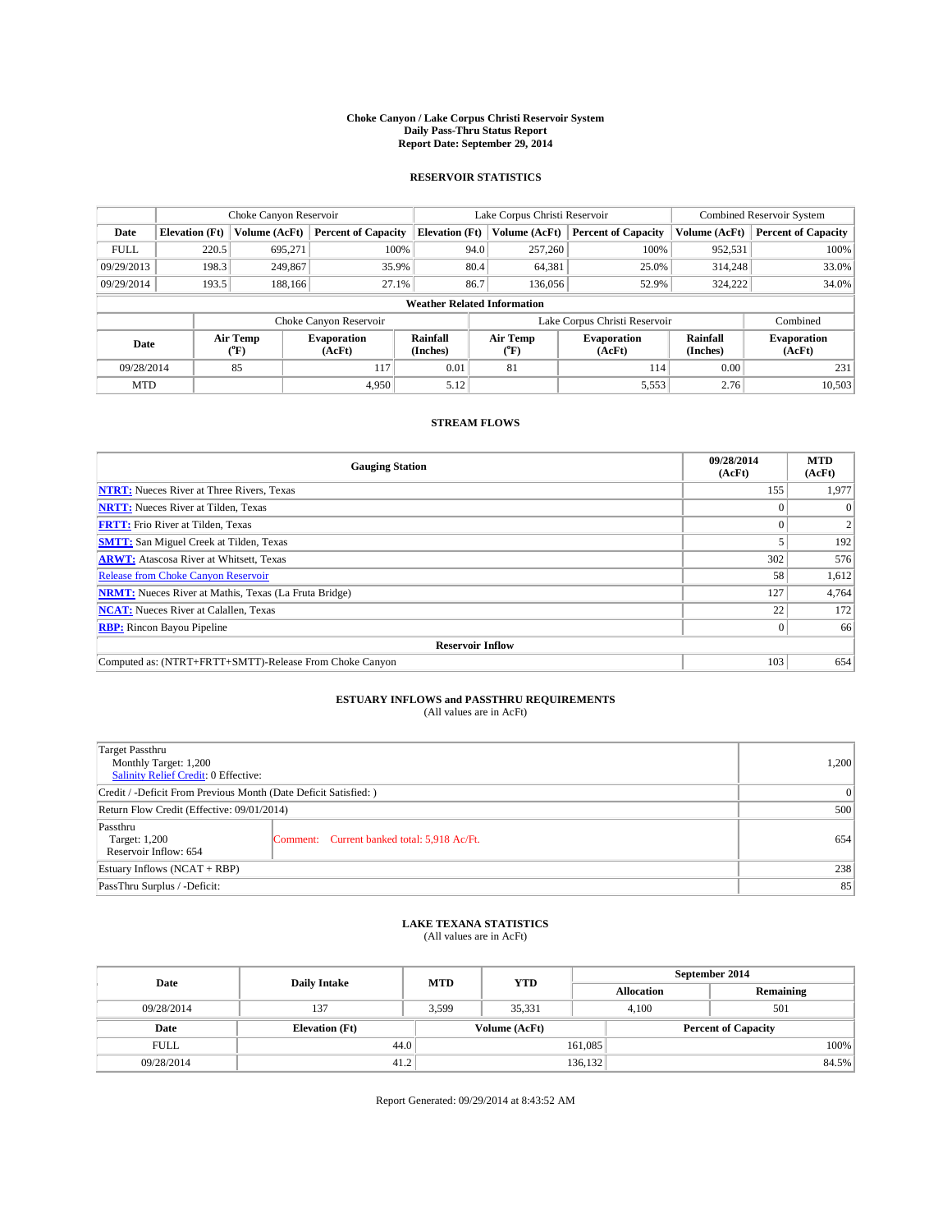**Choke Canyon / Lake Corpus Christi Reservoir System**
**Daily Pass-Thru Status Report**
**Report Date: September 29, 2014**

### RESERVOIR STATISTICS

| | Choke Canyon Reservoir | | | Lake Corpus Christi Reservoir | | | Combined Reservoir System | |
|---|---|---|---|---|---|---|---|---|
| **Date** | **Elevation (Ft)** | **Volume (AcFt)** | **Percent of Capacity** | **Elevation (Ft)** | **Volume (AcFt)** | **Percent of Capacity** | **Volume (AcFt)** | **Percent of Capacity** |
| FULL | 220.5 | 695,271 | 100% | 94.0 | 257,260 | 100% | 952,531 | 100% |
| 09/29/2013 | 198.3 | 249,867 | 35.9% | 80.4 | 64,381 | 25.0% | 314,248 | 33.0% |
| 09/29/2014 | 193.5 | 188,166 | 27.1% | 86.7 | 136,056 | 52.9% | 324,222 | 34.0% |

**Weather Related Information**

| | Choke Canyon Reservoir | | | Lake Corpus Christi Reservoir | | | Combined |
|---|---|---|---|---|---|---|---|
| **Date** | **Air Temp (°F)** | **Evaporation (AcFt)** | **Rainfall (Inches)** | **Air Temp (°F)** | **Evaporation (AcFt)** | **Rainfall (Inches)** | **Evaporation (AcFt)** |
| 09/28/2014 | 85 | 117 | 0.01 | 81 | 114 | 0.00 | 231 |
| MTD | | 4,950 | 5.12 | | 5,553 | 2.76 | 10,503 |

### STREAM FLOWS

| Gauging Station | 09/28/2014 (AcFt) | MTD (AcFt) |
|---|---|---|
| **NTRT:** Nueces River at Three Rivers, Texas | 155 | 1,977 |
| **NRTT:** Nueces River at Tilden, Texas | 0 | 0 |
| **FRTT:** Frio River at Tilden, Texas | 0 | 2 |
| **SMTT:** San Miguel Creek at Tilden, Texas | 5 | 192 |
| **ARWT:** Atascosa River at Whitsett, Texas | 302 | 576 |
| Release from Choke Canyon Reservoir | 58 | 1,612 |
| **NRMT:** Nueces River at Mathis, Texas (La Fruta Bridge) | 127 | 4,764 |
| **NCAT:** Nueces River at Calallen, Texas | 22 | 172 |
| **RBP:** Rincon Bayou Pipeline | 0 | 66 |
| **Reservoir Inflow** | | |
| Computed as: (NTRT+FRTT+SMTT)-Release From Choke Canyon | 103 | 654 |

### ESTUARY INFLOWS and PASSTHRU REQUIREMENTS
(All values are in AcFt)

| | | |
|---|---|---|
| Target Passthru<br>Monthly Target: 1,200<br>Salinity Relief Credit: 0 Effective: | | 1,200 |
| Credit / -Deficit From Previous Month (Date Deficit Satisfied: ) | | 0 |
| Return Flow Credit (Effective: 09/01/2014) | | 500 |
| Passthru<br>Target: 1,200<br>Reservoir Inflow: 654 | Comment: Current banked total: 5,918 Ac/Ft. | 654 |
| Estuary Inflows (NCAT + RBP) | | 238 |
| PassThru Surplus / -Deficit: | | 85 |

### LAKE TEXANA STATISTICS
(All values are in AcFt)

| Date | Daily Intake | MTD | YTD | September 2014 Allocation | September 2014 Remaining |
|---|---|---|---|---|---|
| 09/28/2014 | 137 | 3,599 | 35,331 | 4,100 | 501 |

| Date | Elevation (Ft) | Volume (AcFt) | Percent of Capacity |
|---|---|---|---|
| FULL | 44.0 | 161,085 | 100% |
| 09/28/2014 | 41.2 | 136,132 | 84.5% |

Report Generated: 09/29/2014 at 8:43:52 AM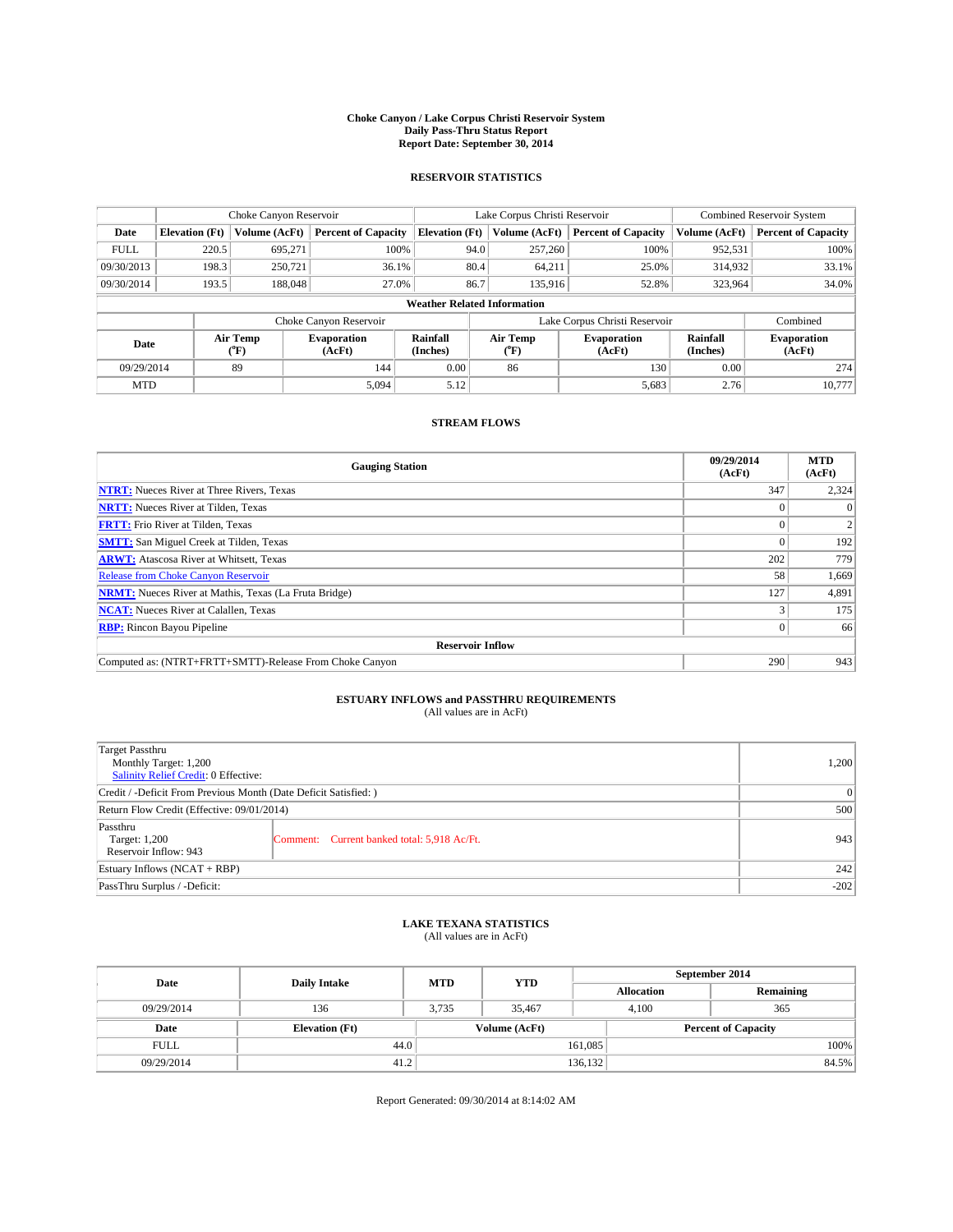**Choke Canyon / Lake Corpus Christi Reservoir System**
**Daily Pass-Thru Status Report**
**Report Date: September 30, 2014**

## RESERVOIR STATISTICS

| | Choke Canyon Reservoir | | | Lake Corpus Christi Reservoir | | | Combined Reservoir System | |
|---|---|---|---|---|---|---|---|---|
| **Date** | **Elevation (Ft)** | **Volume (AcFt)** | **Percent of Capacity** | **Elevation (Ft)** | **Volume (AcFt)** | **Percent of Capacity** | **Volume (AcFt)** | **Percent of Capacity** |
| FULL | 220.5 | 695,271 | 100% | 94.0 | 257,260 | 100% | 952,531 | 100% |
| 09/30/2013 | 198.3 | 250,721 | 36.1% | 80.4 | 64,211 | 25.0% | 314,932 | 33.1% |
| 09/30/2014 | 193.5 | 188,048 | 27.0% | 86.7 | 135,916 | 52.8% | 323,964 | 34.0% |

**Weather Related Information**

| | Choke Canyon Reservoir | | | Lake Corpus Christi Reservoir | | | Combined |
|---|---|---|---|---|---|---|---|
| **Date** | **Air Temp (°F)** | **Evaporation (AcFt)** | **Rainfall (Inches)** | **Air Temp (°F)** | **Evaporation (AcFt)** | **Rainfall (Inches)** | **Evaporation (AcFt)** |
| 09/29/2014 | 89 | 144 | 0.00 | 86 | 130 | 0.00 | 274 |
| MTD | | 5,094 | 5.12 | | 5,683 | 2.76 | 10,777 |

## STREAM FLOWS

| Gauging Station | 09/29/2014 (AcFt) | MTD (AcFt) |
|---|---|---|
| **NTRT:** Nueces River at Three Rivers, Texas | 347 | 2,324 |
| **NRTT:** Nueces River at Tilden, Texas | 0 | 0 |
| **FRTT:** Frio River at Tilden, Texas | 0 | 2 |
| **SMTT:** San Miguel Creek at Tilden, Texas | 0 | 192 |
| **ARWT:** Atascosa River at Whitsett, Texas | 202 | 779 |
| Release from Choke Canyon Reservoir | 58 | 1,669 |
| **NRMT:** Nueces River at Mathis, Texas (La Fruta Bridge) | 127 | 4,891 |
| **NCAT:** Nueces River at Calallen, Texas | 3 | 175 |
| **RBP:** Rincon Bayou Pipeline | 0 | 66 |
| **Reservoir Inflow** | | |
| Computed as: (NTRT+FRTT+SMTT)-Release From Choke Canyon | 290 | 943 |

## ESTUARY INFLOWS and PASSTHRU REQUIREMENTS
(All values are in AcFt)

| | | |
|---|---|---|
| Target Passthru<br>Monthly Target: 1,200<br>Salinity Relief Credit: 0 Effective: | | 1,200 |
| Credit / -Deficit From Previous Month (Date Deficit Satisfied: ) | | 0 |
| Return Flow Credit (Effective: 09/01/2014) | | 500 |
| Passthru<br>Target: 1,200<br>Reservoir Inflow: 943 | Comment: Current banked total: 5,918 Ac/Ft. | 943 |
| Estuary Inflows (NCAT + RBP) | | 242 |
| PassThru Surplus / -Deficit: | | -202 |

## LAKE TEXANA STATISTICS
(All values are in AcFt)

| Date | Daily Intake | MTD | YTD | September 2014 | |
|---|---|---|---|---|---|
| | | | | **Allocation** | **Remaining** |
| 09/29/2014 | 136 | 3,735 | 35,467 | 4,100 | 365 |

| Date | Elevation (Ft) | Volume (AcFt) | Percent of Capacity |
|---|---|---|---|
| FULL | 44.0 | 161,085 | 100% |
| 09/29/2014 | 41.2 | 136,132 | 84.5% |

Report Generated: 09/30/2014 at 8:14:02 AM